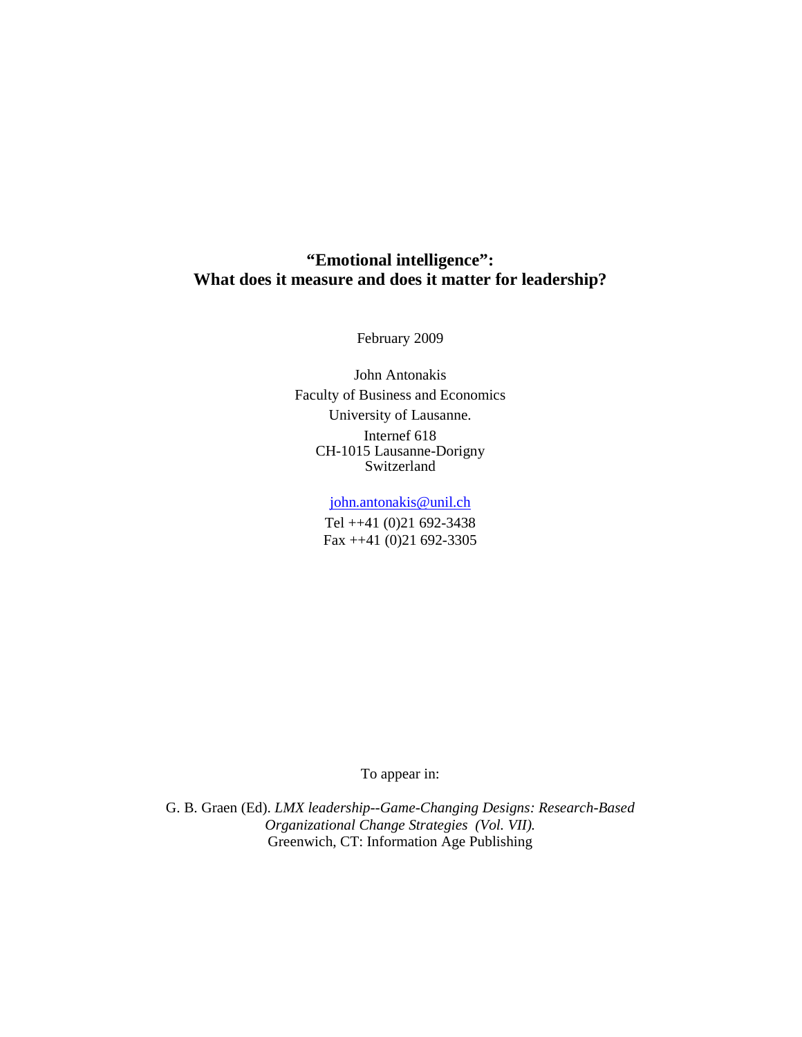# "Emotional intelligence": What does it measure and does it matter for leadership?

February 2009

John Antonakis  
Faculty of Business and Economics  
University of Lausanne.  
Internef 618  
CH-1015 Lausanne-Dorigny  
Switzerland

john.antonakis@unil.ch  
Tel ++41 (0)21 692-3438  
Fax ++41 (0)21 692-3305

To appear in:

G. B. Graen (Ed). *LMX leadership--Game-Changing Designs: Research-Based Organizational Change Strategies (Vol. VII).* Greenwich, CT: Information Age Publishing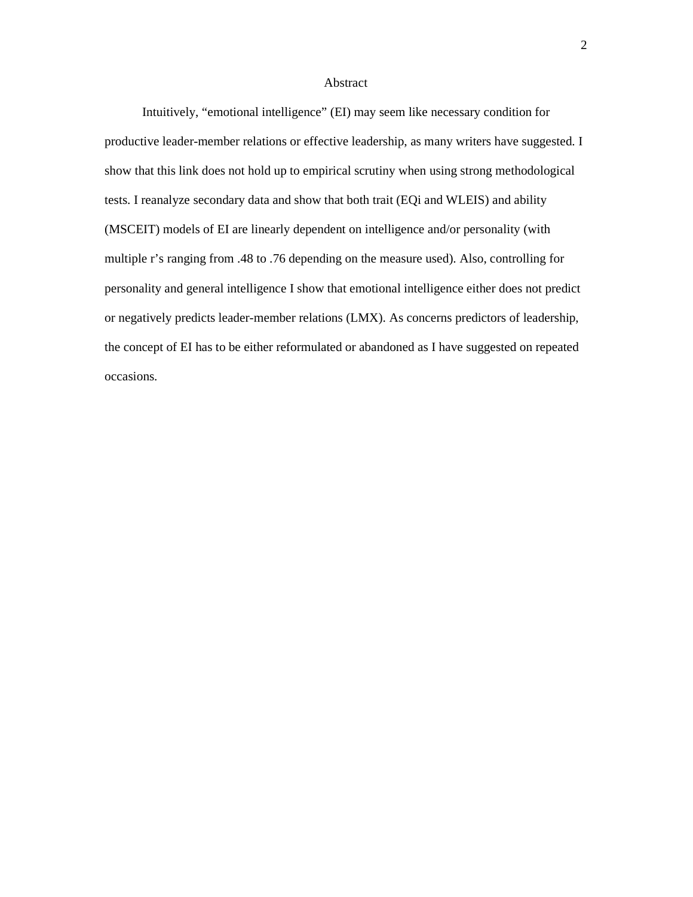# Abstract

Intuitively, “emotional intelligence” (EI) may seem like necessary condition for productive leader-member relations or effective leadership, as many writers have suggested. I show that this link does not hold up to empirical scrutiny when using strong methodological tests. I reanalyze secondary data and show that both trait (EQi and WLEIS) and ability (MSCEIT) models of EI are linearly dependent on intelligence and/or personality (with multiple r’s ranging from .48 to .76 depending on the measure used). Also, controlling for personality and general intelligence I show that emotional intelligence either does not predict or negatively predicts leader-member relations (LMX). As concerns predictors of leadership, the concept of EI has to be either reformulated or abandoned as I have suggested on repeated occasions.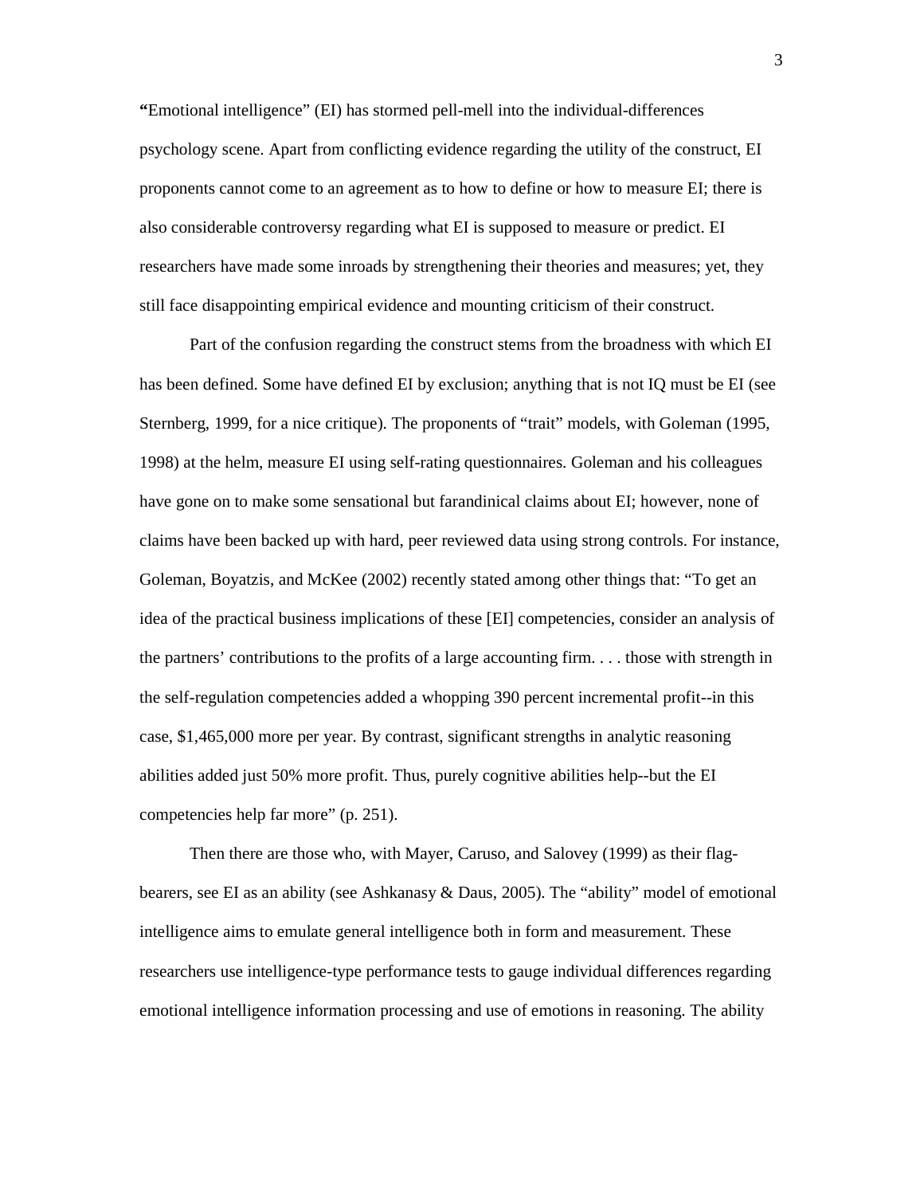"Emotional intelligence" (EI) has stormed pell-mell into the individual-differences psychology scene. Apart from conflicting evidence regarding the utility of the construct, EI proponents cannot come to an agreement as to how to define or how to measure EI; there is also considerable controversy regarding what EI is supposed to measure or predict. EI researchers have made some inroads by strengthening their theories and measures; yet, they still face disappointing empirical evidence and mounting criticism of their construct.

Part of the confusion regarding the construct stems from the broadness with which EI has been defined. Some have defined EI by exclusion; anything that is not IQ must be EI (see Sternberg, 1999, for a nice critique). The proponents of "trait" models, with Goleman (1995, 1998) at the helm, measure EI using self-rating questionnaires. Goleman and his colleagues have gone on to make some sensational but farandinical claims about EI; however, none of claims have been backed up with hard, peer reviewed data using strong controls. For instance, Goleman, Boyatzis, and McKee (2002) recently stated among other things that: "To get an idea of the practical business implications of these [EI] competencies, consider an analysis of the partners' contributions to the profits of a large accounting firm. . . . those with strength in the self-regulation competencies added a whopping 390 percent incremental profit--in this case, $1,465,000 more per year. By contrast, significant strengths in analytic reasoning abilities added just 50% more profit. Thus, purely cognitive abilities help--but the EI competencies help far more" (p. 251).

Then there are those who, with Mayer, Caruso, and Salovey (1999) as their flag-bearers, see EI as an ability (see Ashkanasy & Daus, 2005). The "ability" model of emotional intelligence aims to emulate general intelligence both in form and measurement. These researchers use intelligence-type performance tests to gauge individual differences regarding emotional intelligence information processing and use of emotions in reasoning. The ability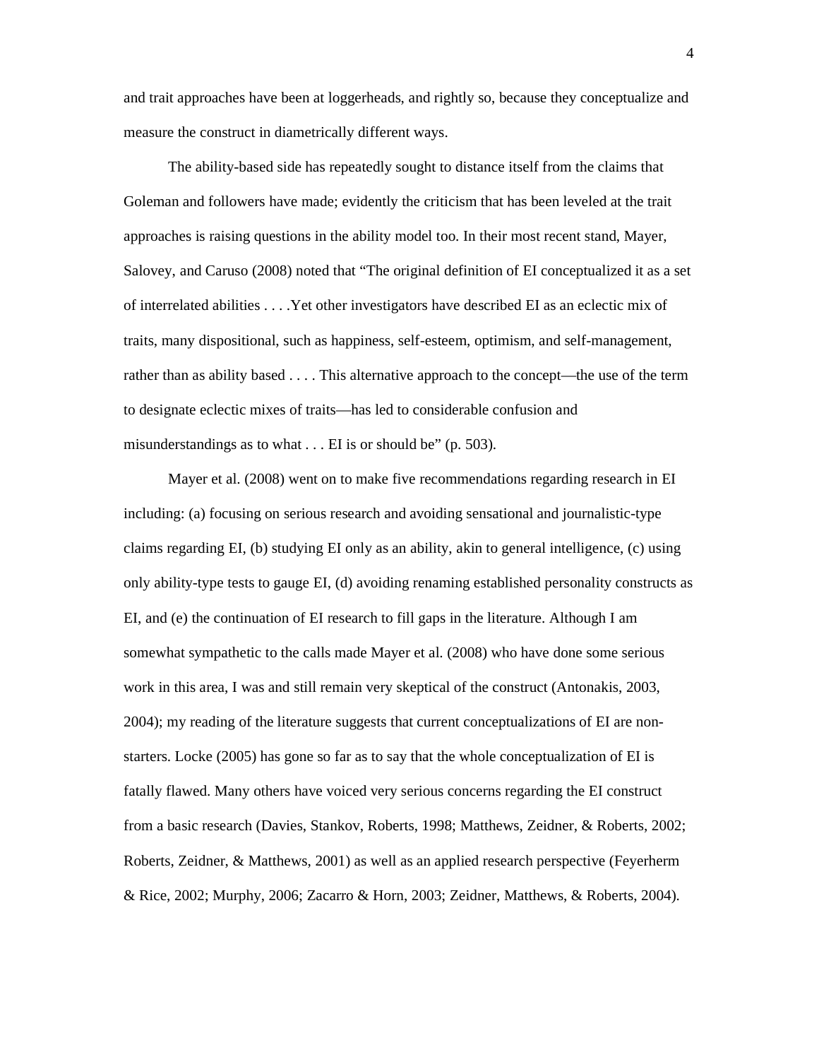and trait approaches have been at loggerheads, and rightly so, because they conceptualize and measure the construct in diametrically different ways.

The ability-based side has repeatedly sought to distance itself from the claims that Goleman and followers have made; evidently the criticism that has been leveled at the trait approaches is raising questions in the ability model too. In their most recent stand, Mayer, Salovey, and Caruso (2008) noted that "The original definition of EI conceptualized it as a set of interrelated abilities . . . .Yet other investigators have described EI as an eclectic mix of traits, many dispositional, such as happiness, self-esteem, optimism, and self-management, rather than as ability based . . . . This alternative approach to the concept—the use of the term to designate eclectic mixes of traits—has led to considerable confusion and misunderstandings as to what . . . EI is or should be" (p. 503).

Mayer et al. (2008) went on to make five recommendations regarding research in EI including: (a) focusing on serious research and avoiding sensational and journalistic-type claims regarding EI, (b) studying EI only as an ability, akin to general intelligence, (c) using only ability-type tests to gauge EI, (d) avoiding renaming established personality constructs as EI, and (e) the continuation of EI research to fill gaps in the literature. Although I am somewhat sympathetic to the calls made Mayer et al. (2008) who have done some serious work in this area, I was and still remain very skeptical of the construct (Antonakis, 2003, 2004); my reading of the literature suggests that current conceptualizations of EI are non-starters. Locke (2005) has gone so far as to say that the whole conceptualization of EI is fatally flawed. Many others have voiced very serious concerns regarding the EI construct from a basic research (Davies, Stankov, Roberts, 1998; Matthews, Zeidner, & Roberts, 2002; Roberts, Zeidner, & Matthews, 2001) as well as an applied research perspective (Feyerherm & Rice, 2002; Murphy, 2006; Zacarro & Horn, 2003; Zeidner, Matthews, & Roberts, 2004).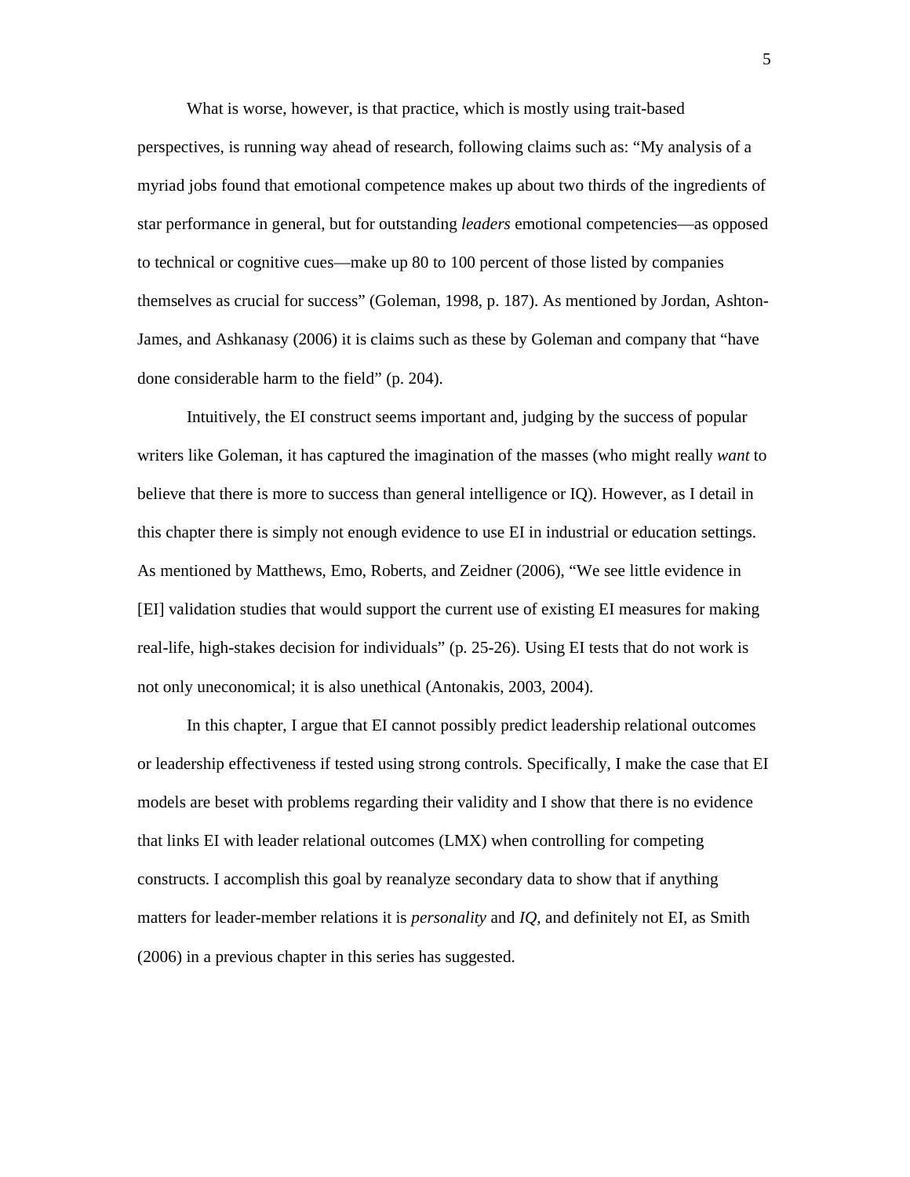What is worse, however, is that practice, which is mostly using trait-based perspectives, is running way ahead of research, following claims such as: "My analysis of a myriad jobs found that emotional competence makes up about two thirds of the ingredients of star performance in general, but for outstanding *leaders* emotional competencies—as opposed to technical or cognitive cues—make up 80 to 100 percent of those listed by companies themselves as crucial for success" (Goleman, 1998, p. 187). As mentioned by Jordan, Ashton-James, and Ashkanasy (2006) it is claims such as these by Goleman and company that "have done considerable harm to the field" (p. 204).

Intuitively, the EI construct seems important and, judging by the success of popular writers like Goleman, it has captured the imagination of the masses (who might really *want* to believe that there is more to success than general intelligence or IQ). However, as I detail in this chapter there is simply not enough evidence to use EI in industrial or education settings. As mentioned by Matthews, Emo, Roberts, and Zeidner (2006), "We see little evidence in [EI] validation studies that would support the current use of existing EI measures for making real-life, high-stakes decision for individuals" (p. 25-26). Using EI tests that do not work is not only uneconomical; it is also unethical (Antonakis, 2003, 2004).

In this chapter, I argue that EI cannot possibly predict leadership relational outcomes or leadership effectiveness if tested using strong controls. Specifically, I make the case that EI models are beset with problems regarding their validity and I show that there is no evidence that links EI with leader relational outcomes (LMX) when controlling for competing constructs. I accomplish this goal by reanalyze secondary data to show that if anything matters for leader-member relations it is *personality* and *IQ*, and definitely not EI, as Smith (2006) in a previous chapter in this series has suggested.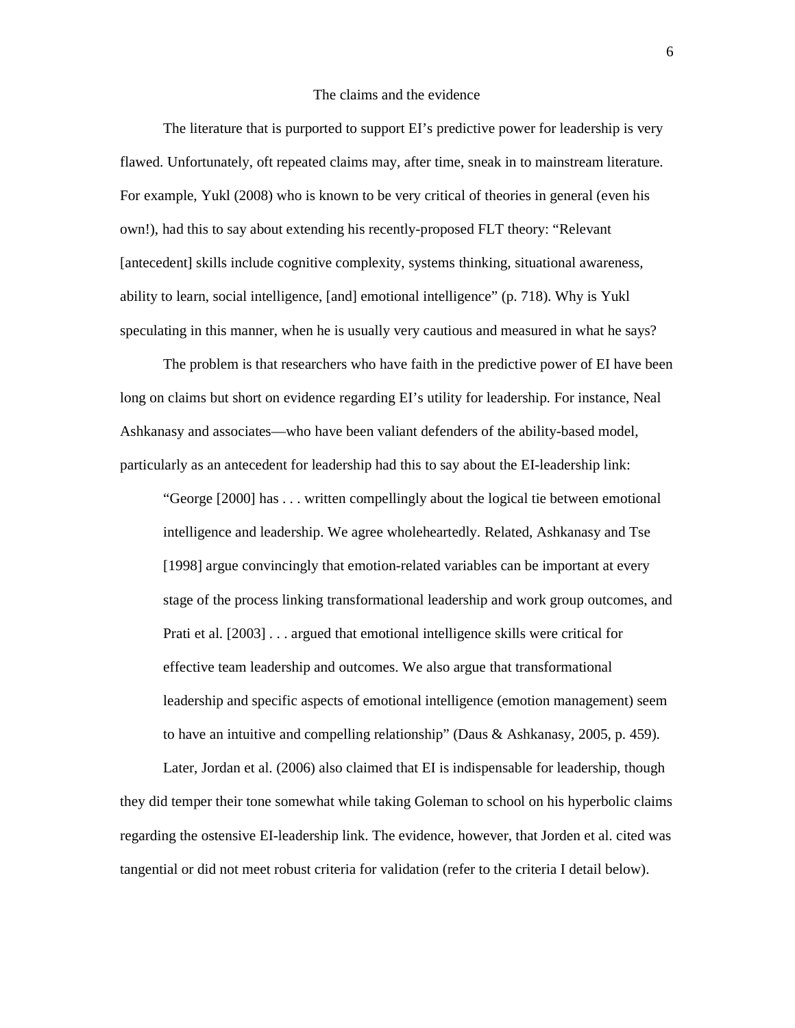## The claims and the evidence

The literature that is purported to support EI's predictive power for leadership is very flawed. Unfortunately, oft repeated claims may, after time, sneak in to mainstream literature. For example, Yukl (2008) who is known to be very critical of theories in general (even his own!), had this to say about extending his recently-proposed FLT theory: "Relevant [antecedent] skills include cognitive complexity, systems thinking, situational awareness, ability to learn, social intelligence, [and] emotional intelligence" (p. 718). Why is Yukl speculating in this manner, when he is usually very cautious and measured in what he says?

The problem is that researchers who have faith in the predictive power of EI have been long on claims but short on evidence regarding EI's utility for leadership. For instance, Neal Ashkanasy and associates—who have been valiant defenders of the ability-based model, particularly as an antecedent for leadership had this to say about the EI-leadership link:

> "George [2000] has . . . written compellingly about the logical tie between emotional intelligence and leadership. We agree wholeheartedly. Related, Ashkanasy and Tse [1998] argue convincingly that emotion-related variables can be important at every stage of the process linking transformational leadership and work group outcomes, and Prati et al. [2003] . . . argued that emotional intelligence skills were critical for effective team leadership and outcomes. We also argue that transformational leadership and specific aspects of emotional intelligence (emotion management) seem to have an intuitive and compelling relationship" (Daus & Ashkanasy, 2005, p. 459).

Later, Jordan et al. (2006) also claimed that EI is indispensable for leadership, though they did temper their tone somewhat while taking Goleman to school on his hyperbolic claims regarding the ostensive EI-leadership link. The evidence, however, that Jorden et al. cited was tangential or did not meet robust criteria for validation (refer to the criteria I detail below).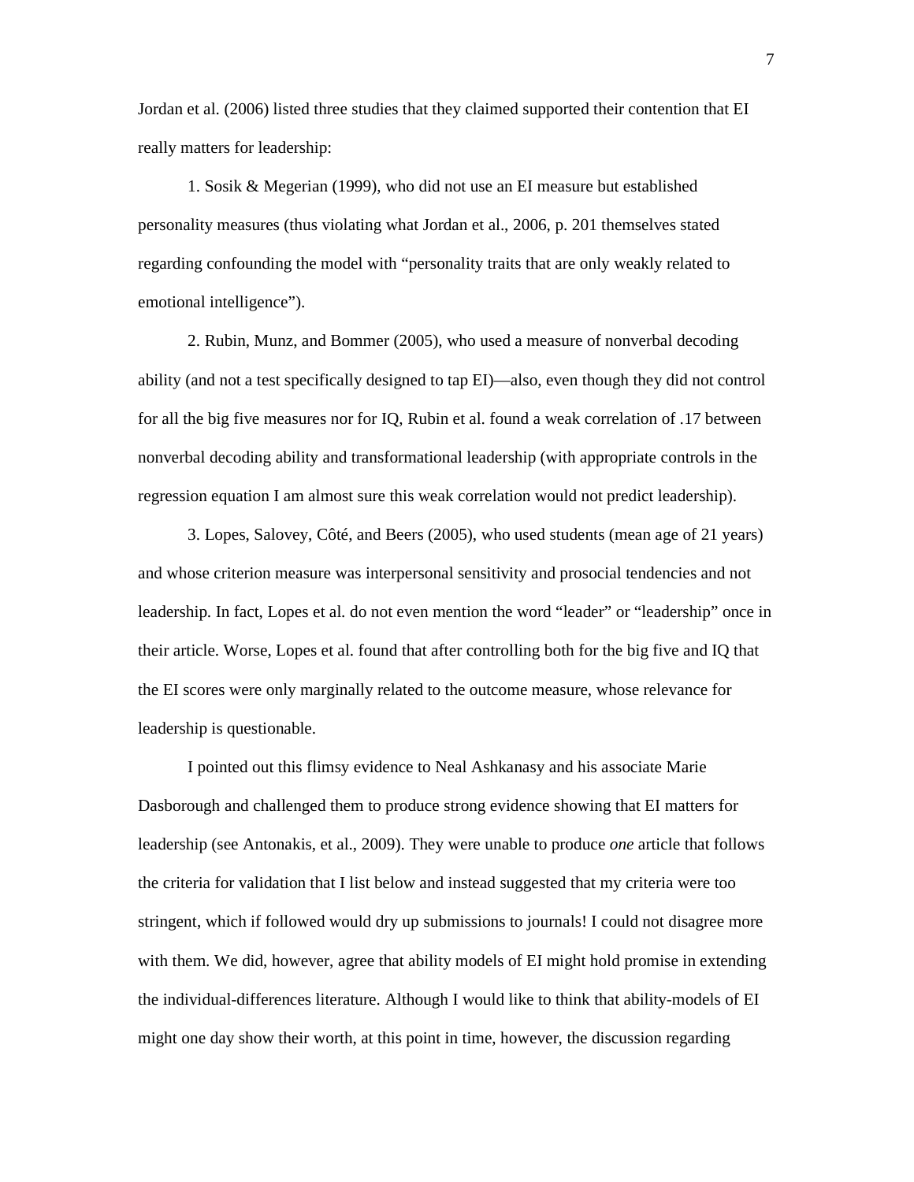Jordan et al. (2006) listed three studies that they claimed supported their contention that EI really matters for leadership:

1. Sosik & Megerian (1999), who did not use an EI measure but established personality measures (thus violating what Jordan et al., 2006, p. 201 themselves stated regarding confounding the model with “personality traits that are only weakly related to emotional intelligence”).

2. Rubin, Munz, and Bommer (2005), who used a measure of nonverbal decoding ability (and not a test specifically designed to tap EI)—also, even though they did not control for all the big five measures nor for IQ, Rubin et al. found a weak correlation of .17 between nonverbal decoding ability and transformational leadership (with appropriate controls in the regression equation I am almost sure this weak correlation would not predict leadership).

3. Lopes, Salovey, Côté, and Beers (2005), who used students (mean age of 21 years) and whose criterion measure was interpersonal sensitivity and prosocial tendencies and not leadership. In fact, Lopes et al. do not even mention the word “leader” or “leadership” once in their article. Worse, Lopes et al. found that after controlling both for the big five and IQ that the EI scores were only marginally related to the outcome measure, whose relevance for leadership is questionable.

I pointed out this flimsy evidence to Neal Ashkanasy and his associate Marie Dasborough and challenged them to produce strong evidence showing that EI matters for leadership (see Antonakis, et al., 2009). They were unable to produce *one* article that follows the criteria for validation that I list below and instead suggested that my criteria were too stringent, which if followed would dry up submissions to journals! I could not disagree more with them. We did, however, agree that ability models of EI might hold promise in extending the individual-differences literature. Although I would like to think that ability-models of EI might one day show their worth, at this point in time, however, the discussion regarding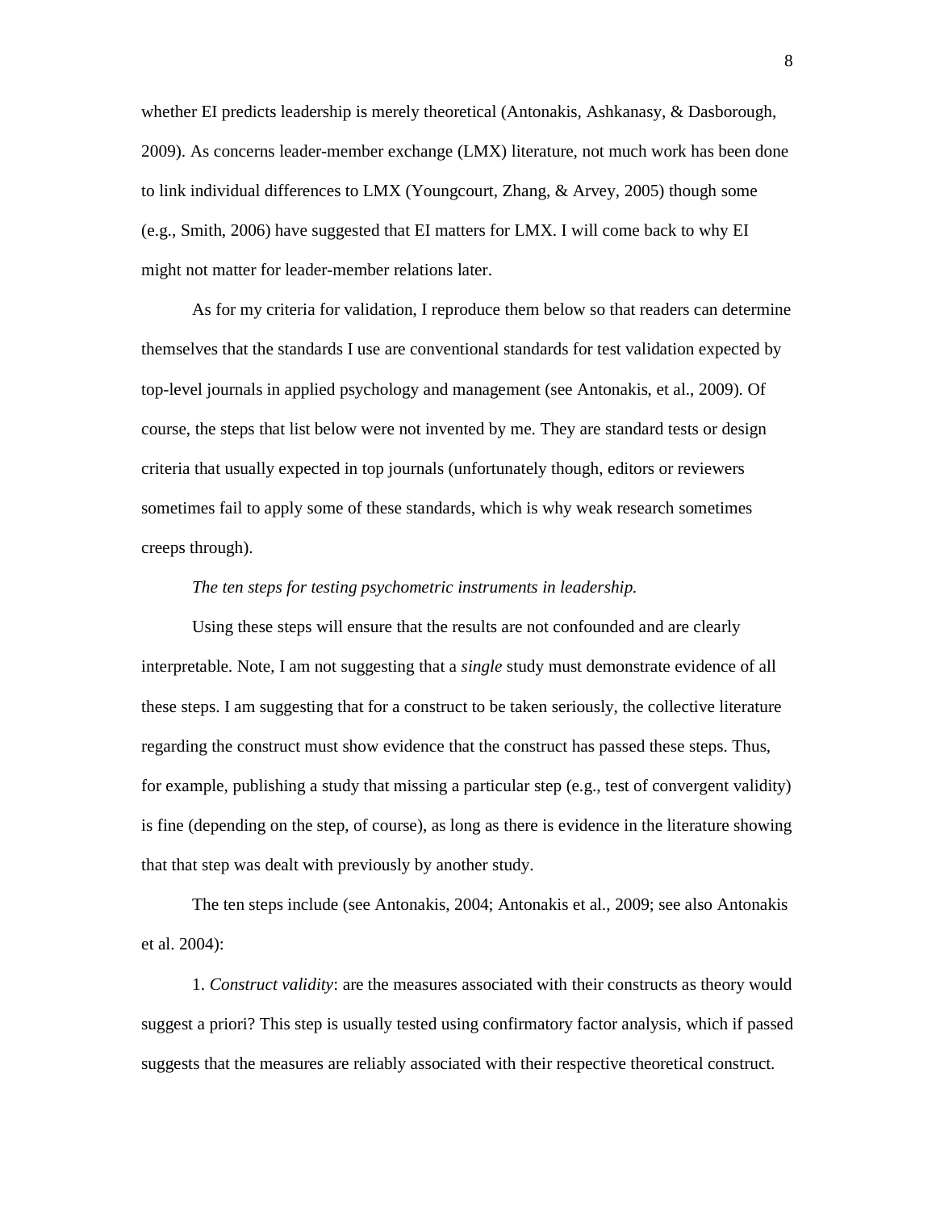whether EI predicts leadership is merely theoretical (Antonakis, Ashkanasy, & Dasborough, 2009). As concerns leader-member exchange (LMX) literature, not much work has been done to link individual differences to LMX (Youngcourt, Zhang, & Arvey, 2005) though some (e.g., Smith, 2006) have suggested that EI matters for LMX. I will come back to why EI might not matter for leader-member relations later.

As for my criteria for validation, I reproduce them below so that readers can determine themselves that the standards I use are conventional standards for test validation expected by top-level journals in applied psychology and management (see Antonakis, et al., 2009). Of course, the steps that list below were not invented by me. They are standard tests or design criteria that usually expected in top journals (unfortunately though, editors or reviewers sometimes fail to apply some of these standards, which is why weak research sometimes creeps through).

*The ten steps for testing psychometric instruments in leadership.*

Using these steps will ensure that the results are not confounded and are clearly interpretable. Note, I am not suggesting that a *single* study must demonstrate evidence of all these steps. I am suggesting that for a construct to be taken seriously, the collective literature regarding the construct must show evidence that the construct has passed these steps. Thus, for example, publishing a study that missing a particular step (e.g., test of convergent validity) is fine (depending on the step, of course), as long as there is evidence in the literature showing that that step was dealt with previously by another study.

The ten steps include (see Antonakis, 2004; Antonakis et al., 2009; see also Antonakis et al. 2004):

1. *Construct validity*: are the measures associated with their constructs as theory would suggest a priori? This step is usually tested using confirmatory factor analysis, which if passed suggests that the measures are reliably associated with their respective theoretical construct.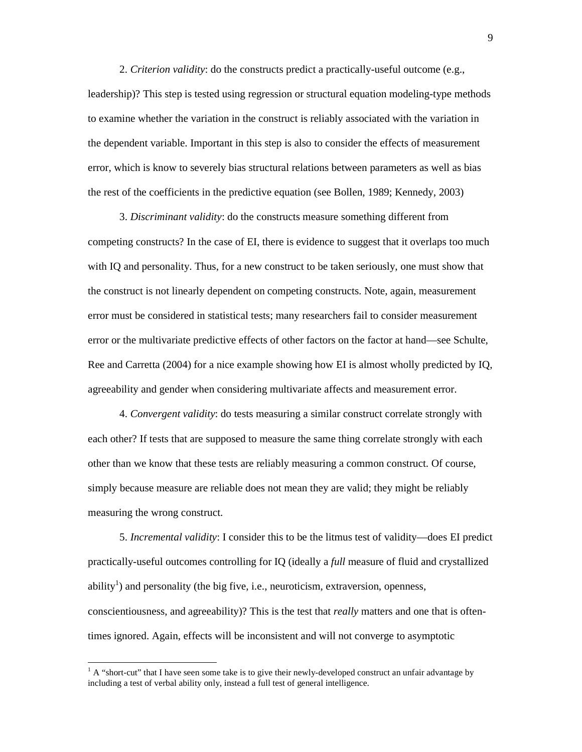2. *Criterion validity*: do the constructs predict a practically-useful outcome (e.g., leadership)? This step is tested using regression or structural equation modeling-type methods to examine whether the variation in the construct is reliably associated with the variation in the dependent variable. Important in this step is also to consider the effects of measurement error, which is know to severely bias structural relations between parameters as well as bias the rest of the coefficients in the predictive equation (see Bollen, 1989; Kennedy, 2003)

3. *Discriminant validity*: do the constructs measure something different from competing constructs? In the case of EI, there is evidence to suggest that it overlaps too much with IQ and personality. Thus, for a new construct to be taken seriously, one must show that the construct is not linearly dependent on competing constructs. Note, again, measurement error must be considered in statistical tests; many researchers fail to consider measurement error or the multivariate predictive effects of other factors on the factor at hand—see Schulte, Ree and Carretta (2004) for a nice example showing how EI is almost wholly predicted by IQ, agreeability and gender when considering multivariate affects and measurement error.

4. *Convergent validity*: do tests measuring a similar construct correlate strongly with each other? If tests that are supposed to measure the same thing correlate strongly with each other than we know that these tests are reliably measuring a common construct. Of course, simply because measure are reliable does not mean they are valid; they might be reliably measuring the wrong construct.

5. *Incremental validity*: I consider this to be the litmus test of validity—does EI predict practically-useful outcomes controlling for IQ (ideally a *full* measure of fluid and crystallized ability[1]) and personality (the big five, i.e., neuroticism, extraversion, openness, conscientiousness, and agreeability)? This is the test that *really* matters and one that is often-times ignored. Again, effects will be inconsistent and will not converge to asymptotic

[1] A "short-cut" that I have seen some take is to give their newly-developed construct an unfair advantage by including a test of verbal ability only, instead a full test of general intelligence.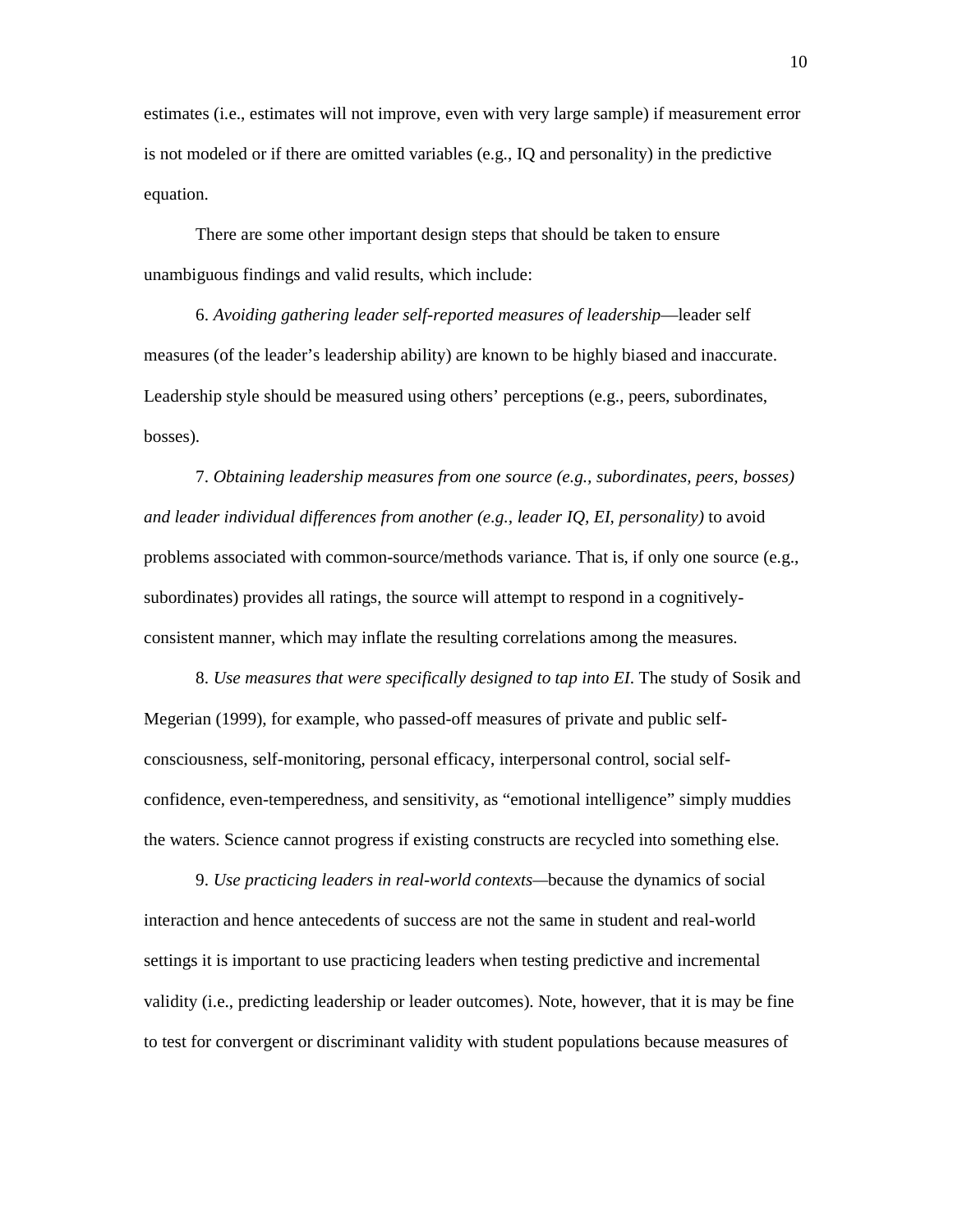estimates (i.e., estimates will not improve, even with very large sample) if measurement error is not modeled or if there are omitted variables (e.g., IQ and personality) in the predictive equation.

There are some other important design steps that should be taken to ensure unambiguous findings and valid results, which include:

6. *Avoiding gathering leader self-reported measures of leadership*—leader self measures (of the leader's leadership ability) are known to be highly biased and inaccurate. Leadership style should be measured using others' perceptions (e.g., peers, subordinates, bosses).

7. *Obtaining leadership measures from one source (e.g., subordinates, peers, bosses) and leader individual differences from another (e.g., leader IQ, EI, personality)* to avoid problems associated with common-source/methods variance. That is, if only one source (e.g., subordinates) provides all ratings, the source will attempt to respond in a cognitively-consistent manner, which may inflate the resulting correlations among the measures.

8. *Use measures that were specifically designed to tap into EI*. The study of Sosik and Megerian (1999), for example, who passed-off measures of private and public self-consciousness, self-monitoring, personal efficacy, interpersonal control, social self-confidence, even-temperedness, and sensitivity, as "emotional intelligence" simply muddies the waters. Science cannot progress if existing constructs are recycled into something else.

9. *Use practicing leaders in real-world contexts*—because the dynamics of social interaction and hence antecedents of success are not the same in student and real-world settings it is important to use practicing leaders when testing predictive and incremental validity (i.e., predicting leadership or leader outcomes). Note, however, that it is may be fine to test for convergent or discriminant validity with student populations because measures of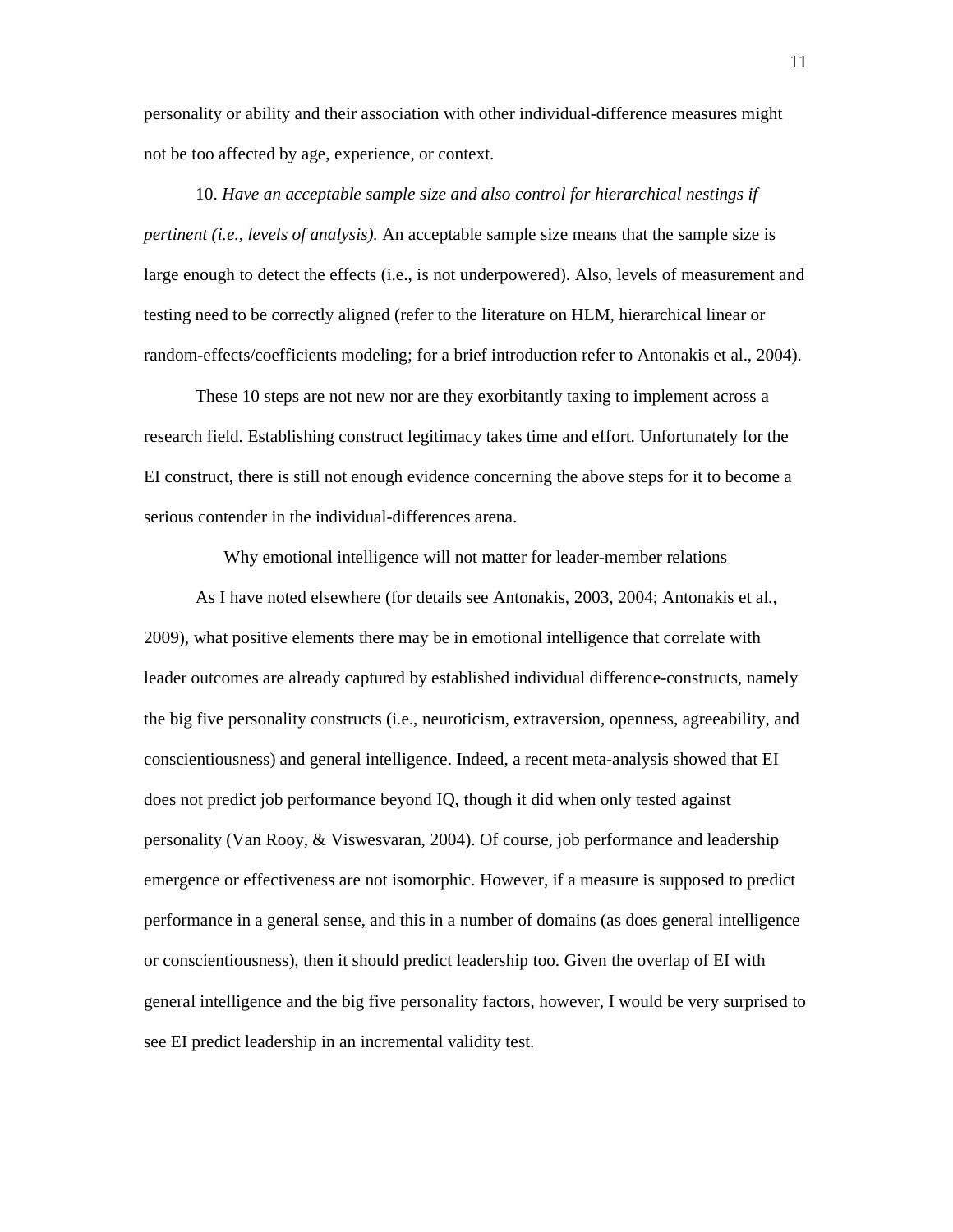personality or ability and their association with other individual-difference measures might not be too affected by age, experience, or context.

10. *Have an acceptable sample size and also control for hierarchical nestings if pertinent (i.e., levels of analysis).* An acceptable sample size means that the sample size is large enough to detect the effects (i.e., is not underpowered). Also, levels of measurement and testing need to be correctly aligned (refer to the literature on HLM, hierarchical linear or random-effects/coefficients modeling; for a brief introduction refer to Antonakis et al., 2004).

These 10 steps are not new nor are they exorbitantly taxing to implement across a research field. Establishing construct legitimacy takes time and effort. Unfortunately for the EI construct, there is still not enough evidence concerning the above steps for it to become a serious contender in the individual-differences arena.

## Why emotional intelligence will not matter for leader-member relations

As I have noted elsewhere (for details see Antonakis, 2003, 2004; Antonakis et al., 2009), what positive elements there may be in emotional intelligence that correlate with leader outcomes are already captured by established individual difference-constructs, namely the big five personality constructs (i.e., neuroticism, extraversion, openness, agreeability, and conscientiousness) and general intelligence. Indeed, a recent meta-analysis showed that EI does not predict job performance beyond IQ, though it did when only tested against personality (Van Rooy, & Viswesvaran, 2004). Of course, job performance and leadership emergence or effectiveness are not isomorphic. However, if a measure is supposed to predict performance in a general sense, and this in a number of domains (as does general intelligence or conscientiousness), then it should predict leadership too. Given the overlap of EI with general intelligence and the big five personality factors, however, I would be very surprised to see EI predict leadership in an incremental validity test.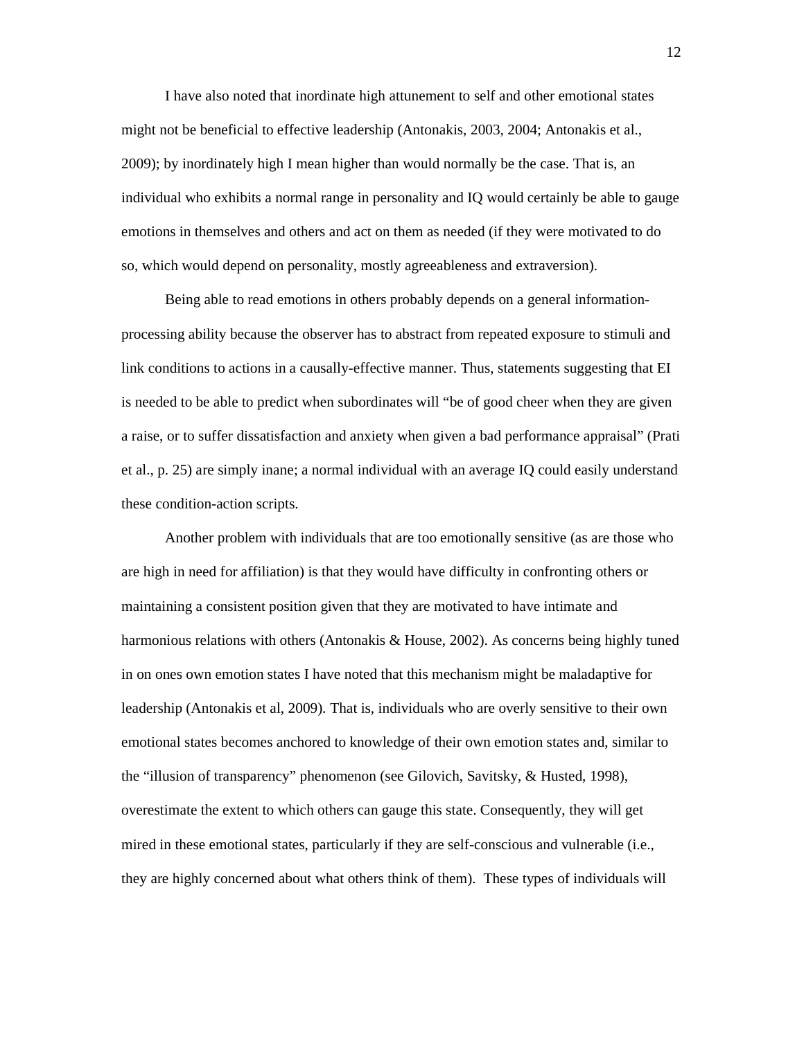I have also noted that inordinate high attunement to self and other emotional states might not be beneficial to effective leadership (Antonakis, 2003, 2004; Antonakis et al., 2009); by inordinately high I mean higher than would normally be the case. That is, an individual who exhibits a normal range in personality and IQ would certainly be able to gauge emotions in themselves and others and act on them as needed (if they were motivated to do so, which would depend on personality, mostly agreeableness and extraversion).

Being able to read emotions in others probably depends on a general information-processing ability because the observer has to abstract from repeated exposure to stimuli and link conditions to actions in a causally-effective manner. Thus, statements suggesting that EI is needed to be able to predict when subordinates will "be of good cheer when they are given a raise, or to suffer dissatisfaction and anxiety when given a bad performance appraisal" (Prati et al., p. 25) are simply inane; a normal individual with an average IQ could easily understand these condition-action scripts.

Another problem with individuals that are too emotionally sensitive (as are those who are high in need for affiliation) is that they would have difficulty in confronting others or maintaining a consistent position given that they are motivated to have intimate and harmonious relations with others (Antonakis & House, 2002). As concerns being highly tuned in on ones own emotion states I have noted that this mechanism might be maladaptive for leadership (Antonakis et al, 2009). That is, individuals who are overly sensitive to their own emotional states becomes anchored to knowledge of their own emotion states and, similar to the "illusion of transparency" phenomenon (see Gilovich, Savitsky, & Husted, 1998), overestimate the extent to which others can gauge this state. Consequently, they will get mired in these emotional states, particularly if they are self-conscious and vulnerable (i.e., they are highly concerned about what others think of them). These types of individuals will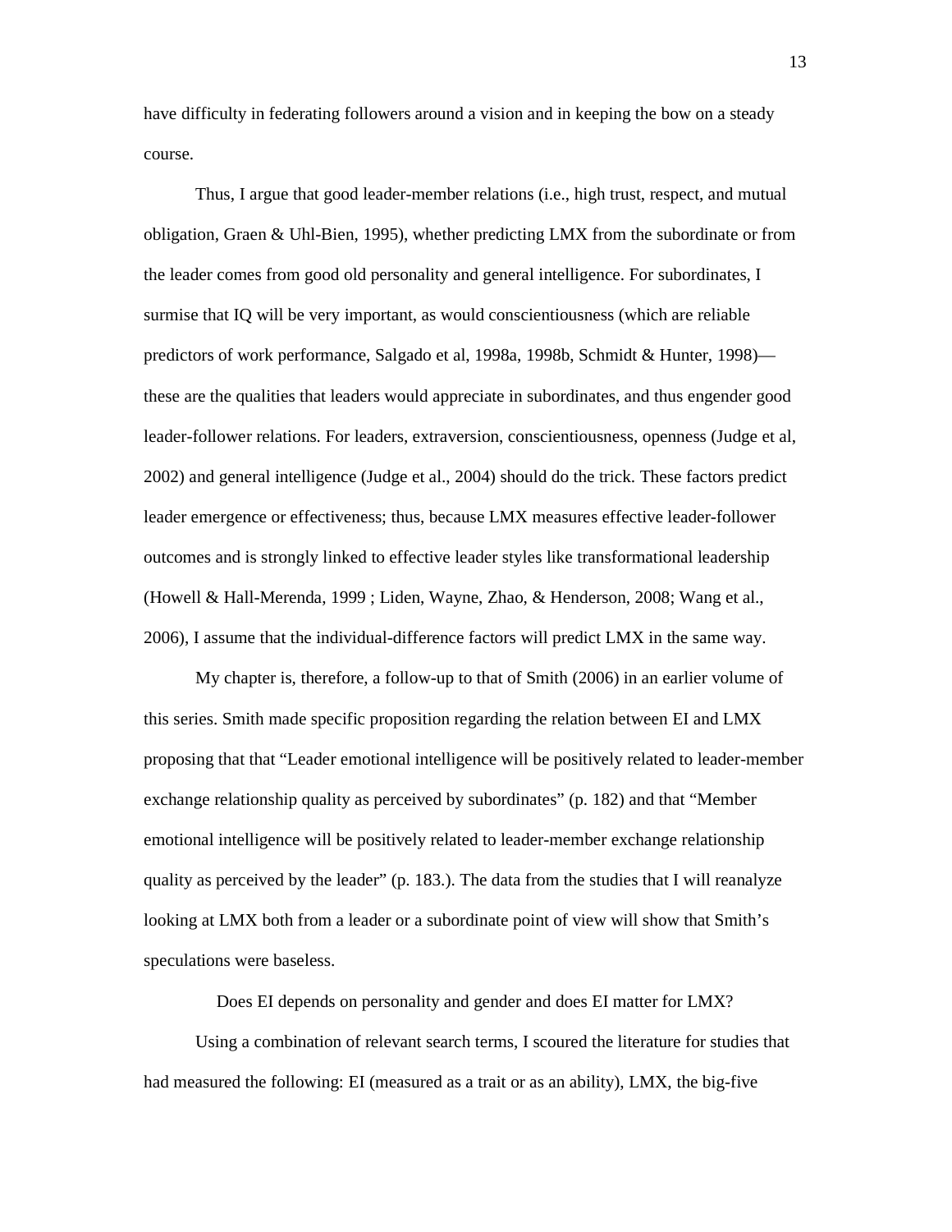have difficulty in federating followers around a vision and in keeping the bow on a steady course.

Thus, I argue that good leader-member relations (i.e., high trust, respect, and mutual obligation, Graen & Uhl-Bien, 1995), whether predicting LMX from the subordinate or from the leader comes from good old personality and general intelligence. For subordinates, I surmise that IQ will be very important, as would conscientiousness (which are reliable predictors of work performance, Salgado et al, 1998a, 1998b, Schmidt & Hunter, 1998)—these are the qualities that leaders would appreciate in subordinates, and thus engender good leader-follower relations. For leaders, extraversion, conscientiousness, openness (Judge et al, 2002) and general intelligence (Judge et al., 2004) should do the trick. These factors predict leader emergence or effectiveness; thus, because LMX measures effective leader-follower outcomes and is strongly linked to effective leader styles like transformational leadership (Howell & Hall-Merenda, 1999 ; Liden, Wayne, Zhao, & Henderson, 2008; Wang et al., 2006), I assume that the individual-difference factors will predict LMX in the same way.

My chapter is, therefore, a follow-up to that of Smith (2006) in an earlier volume of this series. Smith made specific proposition regarding the relation between EI and LMX proposing that that "Leader emotional intelligence will be positively related to leader-member exchange relationship quality as perceived by subordinates" (p. 182) and that "Member emotional intelligence will be positively related to leader-member exchange relationship quality as perceived by the leader" (p. 183.). The data from the studies that I will reanalyze looking at LMX both from a leader or a subordinate point of view will show that Smith's speculations were baseless.

## Does EI depends on personality and gender and does EI matter for LMX?

Using a combination of relevant search terms, I scoured the literature for studies that had measured the following: EI (measured as a trait or as an ability), LMX, the big-five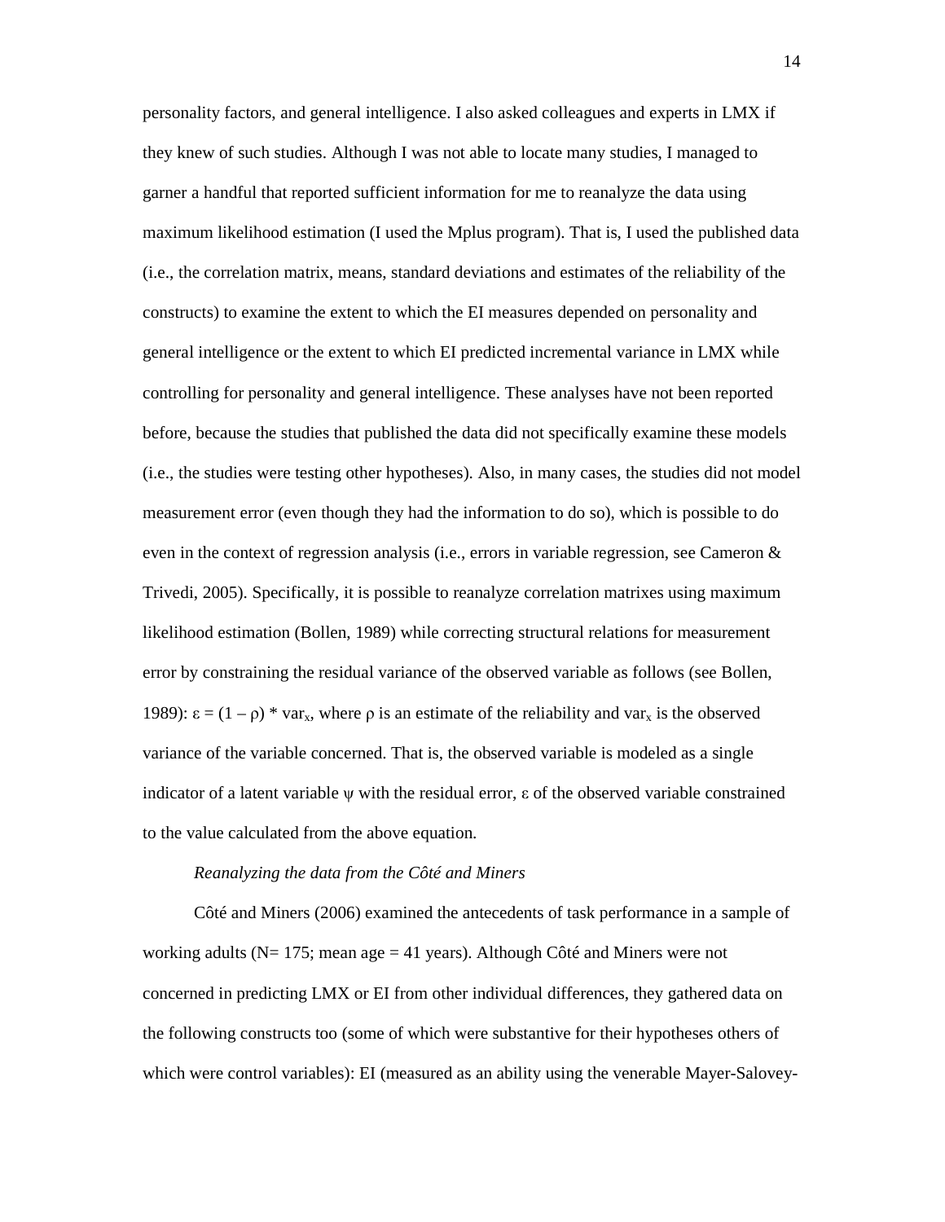personality factors, and general intelligence. I also asked colleagues and experts in LMX if they knew of such studies. Although I was not able to locate many studies, I managed to garner a handful that reported sufficient information for me to reanalyze the data using maximum likelihood estimation (I used the Mplus program). That is, I used the published data (i.e., the correlation matrix, means, standard deviations and estimates of the reliability of the constructs) to examine the extent to which the EI measures depended on personality and general intelligence or the extent to which EI predicted incremental variance in LMX while controlling for personality and general intelligence. These analyses have not been reported before, because the studies that published the data did not specifically examine these models (i.e., the studies were testing other hypotheses). Also, in many cases, the studies did not model measurement error (even though they had the information to do so), which is possible to do even in the context of regression analysis (i.e., errors in variable regression, see Cameron & Trivedi, 2005). Specifically, it is possible to reanalyze correlation matrixes using maximum likelihood estimation (Bollen, 1989) while correcting structural relations for measurement error by constraining the residual variance of the observed variable as follows (see Bollen, 1989): $\varepsilon = (1 - \rho) * var_x$, where $\rho$ is an estimate of the reliability and $var_x$ is the observed variance of the variable concerned. That is, the observed variable is modeled as a single indicator of a latent variable $\psi$ with the residual error, $\varepsilon$ of the observed variable constrained to the value calculated from the above equation.

*Reanalyzing the data from the Côté and Miners*

Côté and Miners (2006) examined the antecedents of task performance in a sample of working adults (N= 175; mean age = 41 years). Although Côté and Miners were not concerned in predicting LMX or EI from other individual differences, they gathered data on the following constructs too (some of which were substantive for their hypotheses others of which were control variables): EI (measured as an ability using the venerable Mayer-Salovey-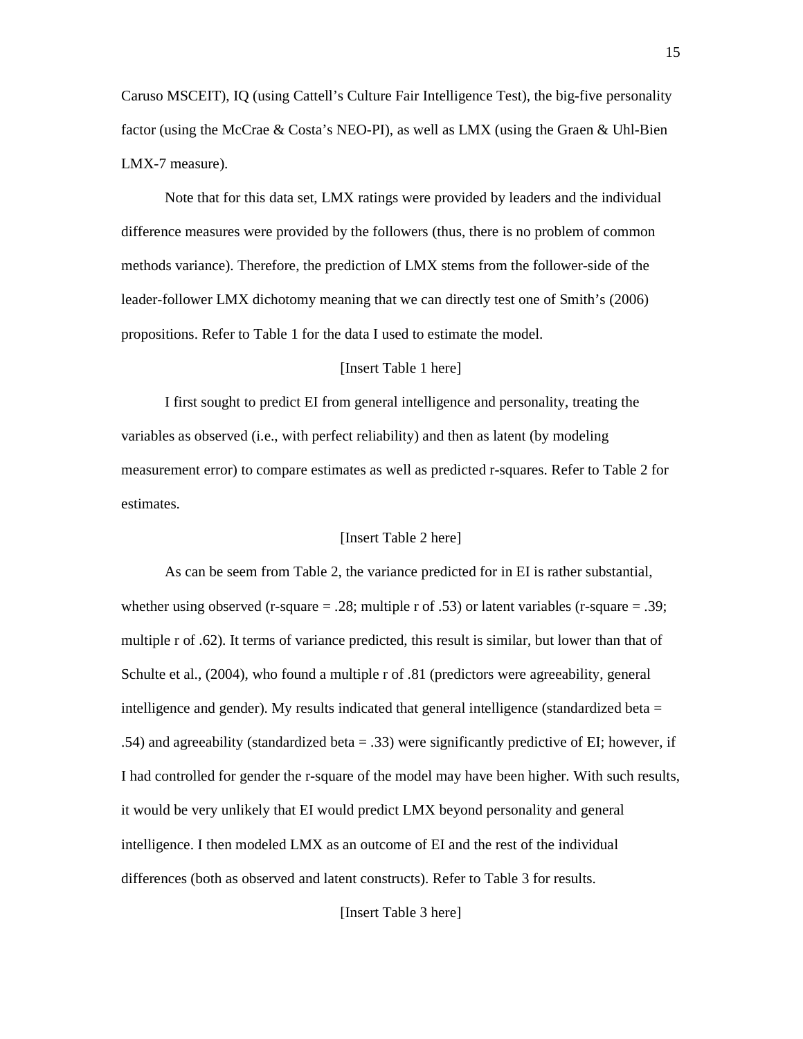Caruso MSCEIT), IQ (using Cattell's Culture Fair Intelligence Test), the big-five personality factor (using the McCrae & Costa's NEO-PI), as well as LMX (using the Graen & Uhl-Bien LMX-7 measure).

Note that for this data set, LMX ratings were provided by leaders and the individual difference measures were provided by the followers (thus, there is no problem of common methods variance). Therefore, the prediction of LMX stems from the follower-side of the leader-follower LMX dichotomy meaning that we can directly test one of Smith's (2006) propositions. Refer to Table 1 for the data I used to estimate the model.

[Insert Table 1 here]

I first sought to predict EI from general intelligence and personality, treating the variables as observed (i.e., with perfect reliability) and then as latent (by modeling measurement error) to compare estimates as well as predicted r-squares. Refer to Table 2 for estimates.

[Insert Table 2 here]

As can be seem from Table 2, the variance predicted for in EI is rather substantial, whether using observed (r-square = .28; multiple r of .53) or latent variables (r-square = .39; multiple r of .62). It terms of variance predicted, this result is similar, but lower than that of Schulte et al., (2004), who found a multiple r of .81 (predictors were agreeability, general intelligence and gender). My results indicated that general intelligence (standardized beta = .54) and agreeability (standardized beta = .33) were significantly predictive of EI; however, if I had controlled for gender the r-square of the model may have been higher. With such results, it would be very unlikely that EI would predict LMX beyond personality and general intelligence. I then modeled LMX as an outcome of EI and the rest of the individual differences (both as observed and latent constructs). Refer to Table 3 for results.

[Insert Table 3 here]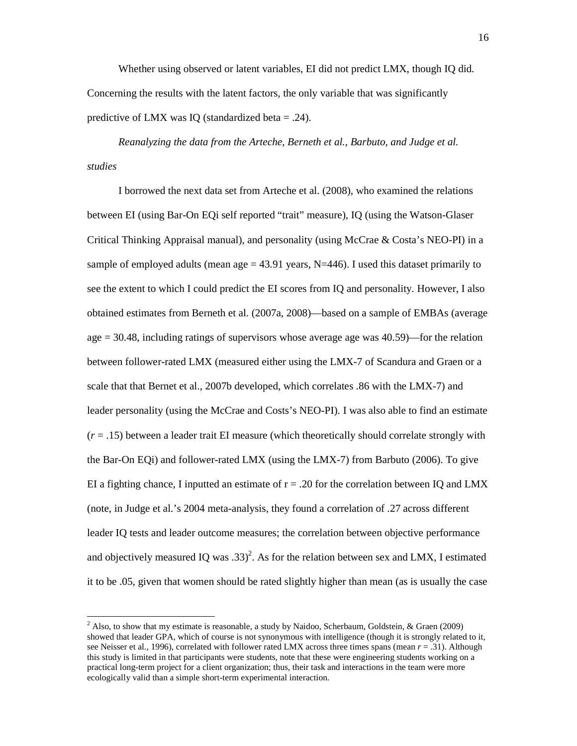Whether using observed or latent variables, EI did not predict LMX, though IQ did. Concerning the results with the latent factors, the only variable that was significantly predictive of LMX was IQ (standardized beta = .24).

*Reanalyzing the data from the Arteche, Berneth et al., Barbuto, and Judge et al. studies*

I borrowed the next data set from Arteche et al. (2008), who examined the relations between EI (using Bar-On EQi self reported “trait” measure), IQ (using the Watson-Glaser Critical Thinking Appraisal manual), and personality (using McCrae & Costa’s NEO-PI) in a sample of employed adults (mean age = 43.91 years, N=446). I used this dataset primarily to see the extent to which I could predict the EI scores from IQ and personality. However, I also obtained estimates from Berneth et al. (2007a, 2008)—based on a sample of EMBAs (average age = 30.48, including ratings of supervisors whose average age was 40.59)—for the relation between follower-rated LMX (measured either using the LMX-7 of Scandura and Graen or a scale that that Bernet et al., 2007b developed, which correlates .86 with the LMX-7) and leader personality (using the McCrae and Costs’s NEO-PI). I was also able to find an estimate ($r$ = .15) between a leader trait EI measure (which theoretically should correlate strongly with the Bar-On EQi) and follower-rated LMX (using the LMX-7) from Barbuto (2006). To give EI a fighting chance, I inputted an estimate of r = .20 for the correlation between IQ and LMX (note, in Judge et al.’s 2004 meta-analysis, they found a correlation of .27 across different leader IQ tests and leader outcome measures; the correlation between objective performance and objectively measured IQ was .33)[2]. As for the relation between sex and LMX, I estimated it to be .05, given that women should be rated slightly higher than mean (as is usually the case

[2] Also, to show that my estimate is reasonable, a study by Naidoo, Scherbaum, Goldstein, & Graen (2009) showed that leader GPA, which of course is not synonymous with intelligence (though it is strongly related to it, see Neisser et al., 1996), correlated with follower rated LMX across three times spans (mean $r$ = .31). Although this study is limited in that participants were students, note that these were engineering students working on a practical long-term project for a client organization; thus, their task and interactions in the team were more ecologically valid than a simple short-term experimental interaction.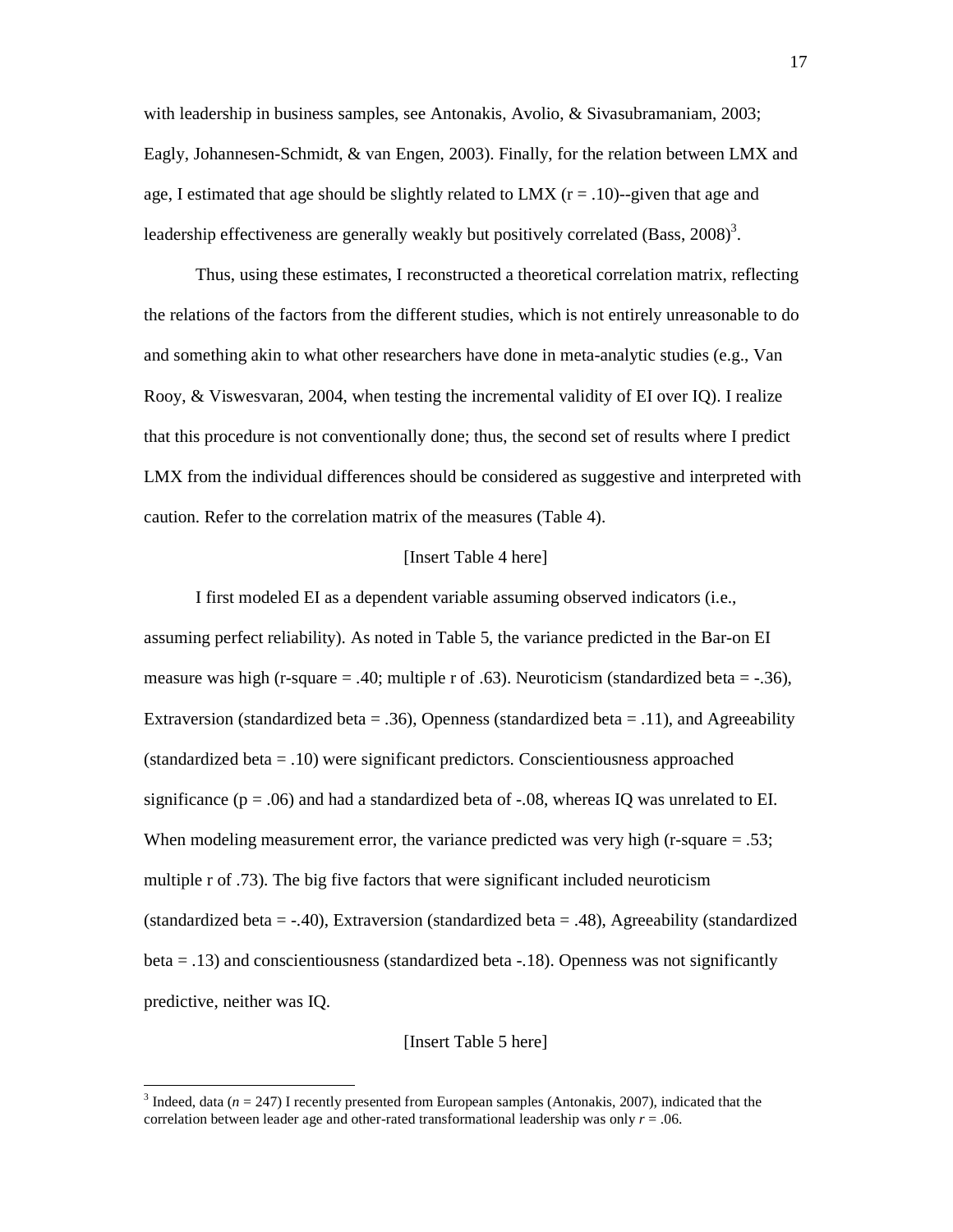with leadership in business samples, see Antonakis, Avolio, & Sivasubramaniam, 2003; Eagly, Johannesen-Schmidt, & van Engen, 2003). Finally, for the relation between LMX and age, I estimated that age should be slightly related to LMX ($r = .10$)--given that age and leadership effectiveness are generally weakly but positively correlated (Bass, 2008)[3].

Thus, using these estimates, I reconstructed a theoretical correlation matrix, reflecting the relations of the factors from the different studies, which is not entirely unreasonable to do and something akin to what other researchers have done in meta-analytic studies (e.g., Van Rooy, & Viswesvaran, 2004, when testing the incremental validity of EI over IQ). I realize that this procedure is not conventionally done; thus, the second set of results where I predict LMX from the individual differences should be considered as suggestive and interpreted with caution. Refer to the correlation matrix of the measures (Table 4).

[Insert Table 4 here]

I first modeled EI as a dependent variable assuming observed indicators (i.e., assuming perfect reliability). As noted in Table 5, the variance predicted in the Bar-on EI measure was high (r-square = .40; multiple r of .63). Neuroticism (standardized beta = -.36), Extraversion (standardized beta = .36), Openness (standardized beta = .11), and Agreeability (standardized beta = .10) were significant predictors. Conscientiousness approached significance ($p = .06$) and had a standardized beta of -.08, whereas IQ was unrelated to EI. When modeling measurement error, the variance predicted was very high (r-square = .53; multiple r of .73). The big five factors that were significant included neuroticism (standardized beta = -.40), Extraversion (standardized beta = .48), Agreeability (standardized beta = .13) and conscientiousness (standardized beta -.18). Openness was not significantly predictive, neither was IQ.

[Insert Table 5 here]

[3] Indeed, data ($n = 247$) I recently presented from European samples (Antonakis, 2007), indicated that the correlation between leader age and other-rated transformational leadership was only $r = .06$.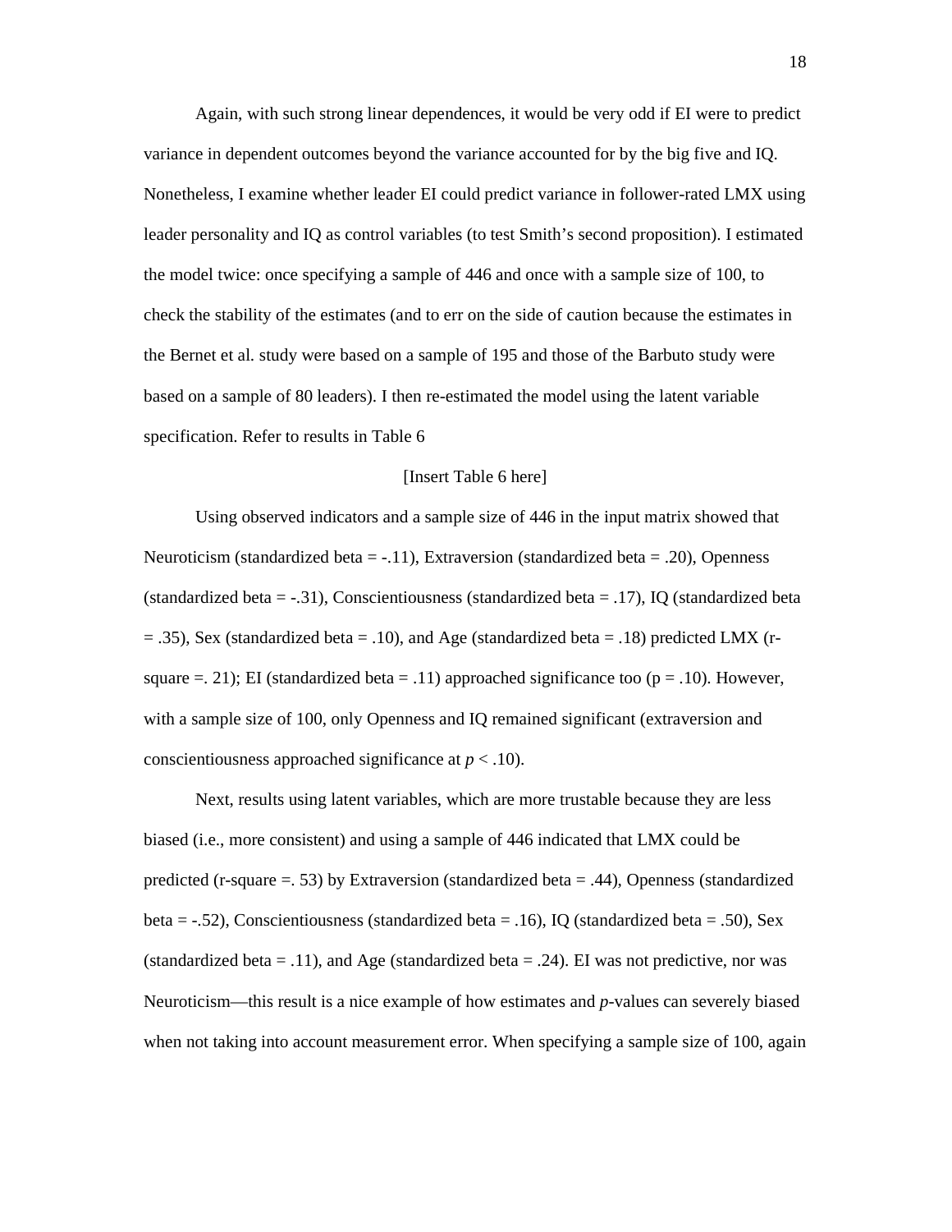Again, with such strong linear dependences, it would be very odd if EI were to predict variance in dependent outcomes beyond the variance accounted for by the big five and IQ. Nonetheless, I examine whether leader EI could predict variance in follower-rated LMX using leader personality and IQ as control variables (to test Smith's second proposition). I estimated the model twice: once specifying a sample of 446 and once with a sample size of 100, to check the stability of the estimates (and to err on the side of caution because the estimates in the Bernet et al. study were based on a sample of 195 and those of the Barbuto study were based on a sample of 80 leaders). I then re-estimated the model using the latent variable specification. Refer to results in Table 6

[Insert Table 6 here]

Using observed indicators and a sample size of 446 in the input matrix showed that Neuroticism (standardized beta = -.11), Extraversion (standardized beta = .20), Openness (standardized beta = -.31), Conscientiousness (standardized beta = .17), IQ (standardized beta = .35), Sex (standardized beta = .10), and Age (standardized beta = .18) predicted LMX (r-square =. 21); EI (standardized beta = .11) approached significance too (p = .10). However, with a sample size of 100, only Openness and IQ remained significant (extraversion and conscientiousness approached significance at $p < .10$).

Next, results using latent variables, which are more trustable because they are less biased (i.e., more consistent) and using a sample of 446 indicated that LMX could be predicted (r-square =. 53) by Extraversion (standardized beta = .44), Openness (standardized beta = -.52), Conscientiousness (standardized beta = .16), IQ (standardized beta = .50), Sex (standardized beta = .11), and Age (standardized beta = .24). EI was not predictive, nor was Neuroticism—this result is a nice example of how estimates and *p*-values can severely biased when not taking into account measurement error. When specifying a sample size of 100, again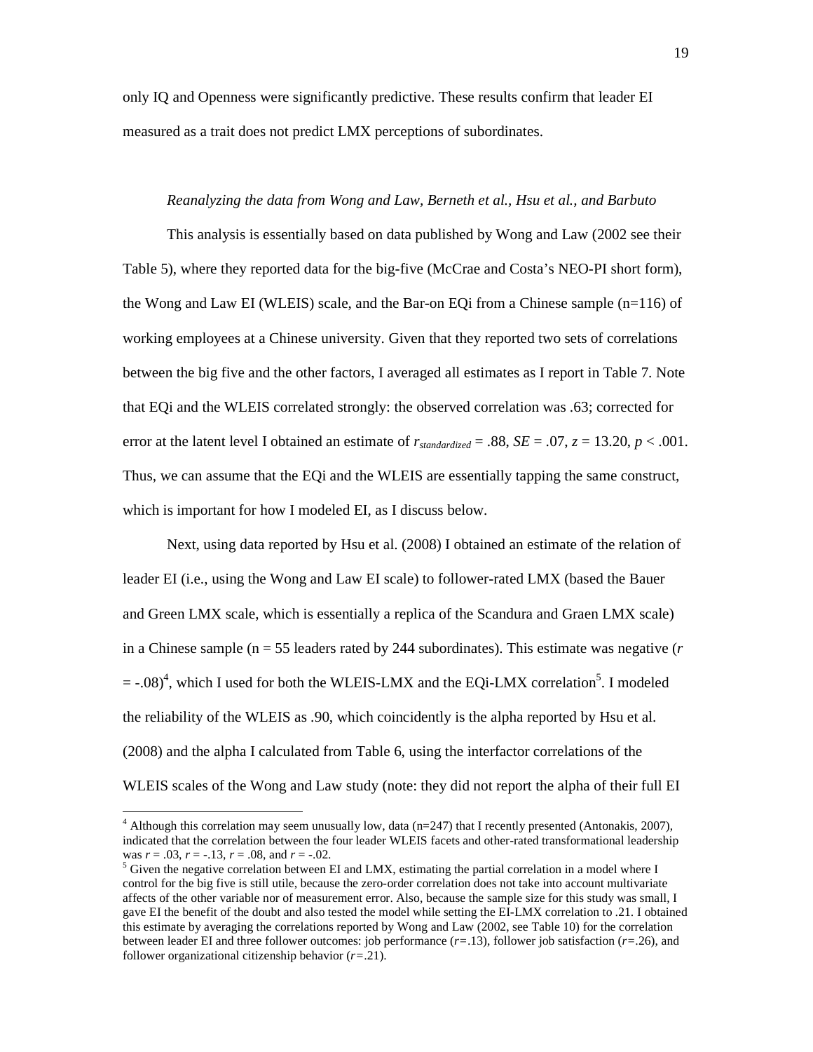only IQ and Openness were significantly predictive. These results confirm that leader EI measured as a trait does not predict LMX perceptions of subordinates.

*Reanalyzing the data from Wong and Law, Berneth et al., Hsu et al., and Barbuto*

This analysis is essentially based on data published by Wong and Law (2002 see their Table 5), where they reported data for the big-five (McCrae and Costa's NEO-PI short form), the Wong and Law EI (WLEIS) scale, and the Bar-on EQi from a Chinese sample (n=116) of working employees at a Chinese university. Given that they reported two sets of correlations between the big five and the other factors, I averaged all estimates as I report in Table 7. Note that EQi and the WLEIS correlated strongly: the observed correlation was .63; corrected for error at the latent level I obtained an estimate of $r_{standardized}$ = .88, *SE* = .07, *z* = 13.20, $p < .001$. Thus, we can assume that the EQi and the WLEIS are essentially tapping the same construct, which is important for how I modeled EI, as I discuss below.

Next, using data reported by Hsu et al. (2008) I obtained an estimate of the relation of leader EI (i.e., using the Wong and Law EI scale) to follower-rated LMX (based the Bauer and Green LMX scale, which is essentially a replica of the Scandura and Graen LMX scale) in a Chinese sample (n = 55 leaders rated by 244 subordinates). This estimate was negative ($r = -.08$)[4], which I used for both the WLEIS-LMX and the EQi-LMX correlation[5]. I modeled the reliability of the WLEIS as .90, which coincidently is the alpha reported by Hsu et al. (2008) and the alpha I calculated from Table 6, using the interfactor correlations of the WLEIS scales of the Wong and Law study (note: they did not report the alpha of their full EI

[4] Although this correlation may seem unusually low, data (n=247) that I recently presented (Antonakis, 2007), indicated that the correlation between the four leader WLEIS facets and other-rated transformational leadership was $r = .03$, $r = -.13$, $r = .08$, and $r = -.02$.

[5] Given the negative correlation between EI and LMX, estimating the partial correlation in a model where I control for the big five is still utile, because the zero-order correlation does not take into account multivariate affects of the other variable nor of measurement error. Also, because the sample size for this study was small, I gave EI the benefit of the doubt and also tested the model while setting the EI-LMX correlation to .21. I obtained this estimate by averaging the correlations reported by Wong and Law (2002, see Table 10) for the correlation between leader EI and three follower outcomes: job performance ($r$=.13), follower job satisfaction ($r$=.26), and follower organizational citizenship behavior ($r$=.21).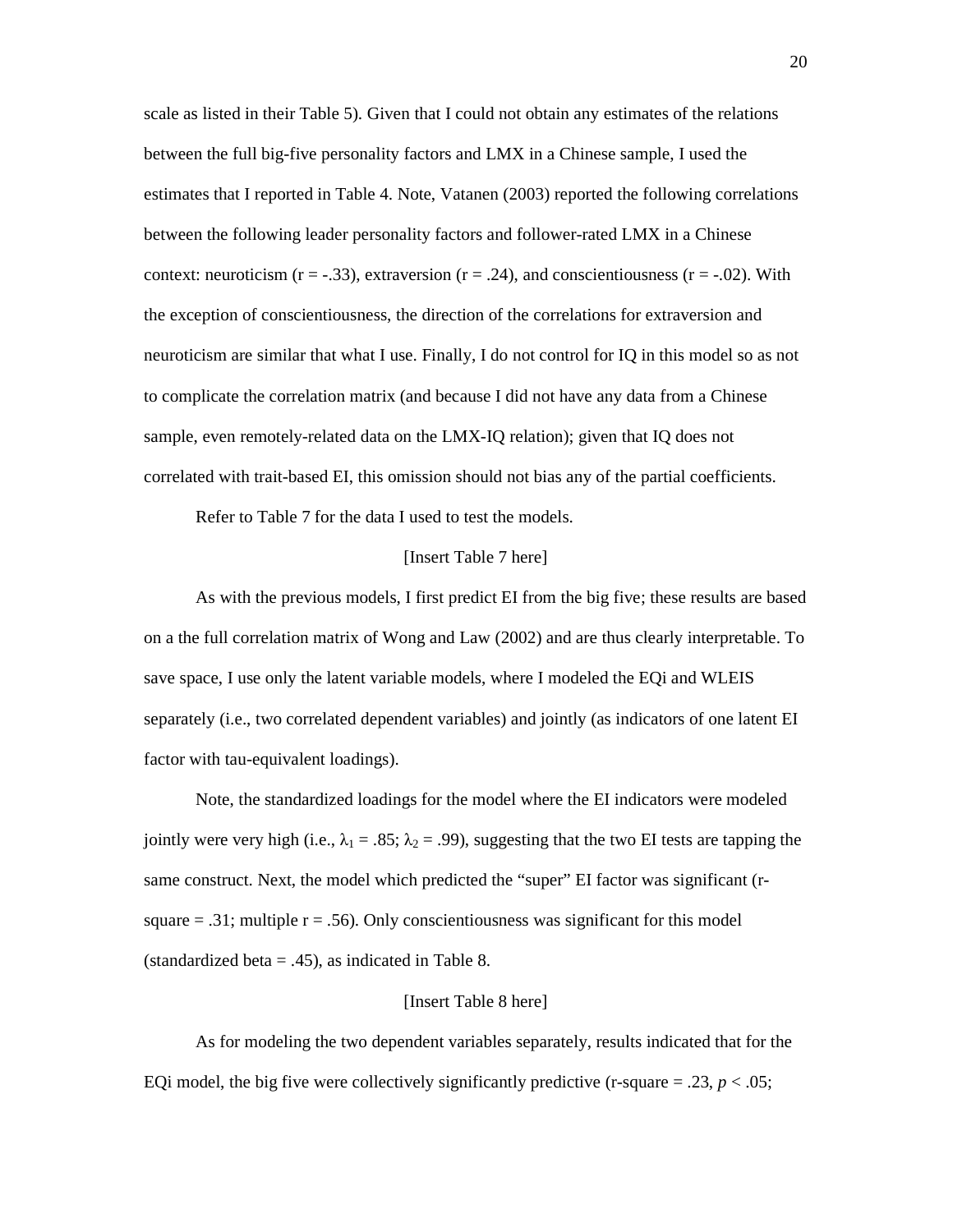scale as listed in their Table 5). Given that I could not obtain any estimates of the relations between the full big-five personality factors and LMX in a Chinese sample, I used the estimates that I reported in Table 4. Note, Vatanen (2003) reported the following correlations between the following leader personality factors and follower-rated LMX in a Chinese context: neuroticism (r = -.33), extraversion (r = .24), and conscientiousness (r = -.02). With the exception of conscientiousness, the direction of the correlations for extraversion and neuroticism are similar that what I use. Finally, I do not control for IQ in this model so as not to complicate the correlation matrix (and because I did not have any data from a Chinese sample, even remotely-related data on the LMX-IQ relation); given that IQ does not correlated with trait-based EI, this omission should not bias any of the partial coefficients.

Refer to Table 7 for the data I used to test the models.

[Insert Table 7 here]

As with the previous models, I first predict EI from the big five; these results are based on a the full correlation matrix of Wong and Law (2002) and are thus clearly interpretable. To save space, I use only the latent variable models, where I modeled the EQi and WLEIS separately (i.e., two correlated dependent variables) and jointly (as indicators of one latent EI factor with tau-equivalent loadings).

Note, the standardized loadings for the model where the EI indicators were modeled jointly were very high (i.e., $\lambda_1 = .85$; $\lambda_2 = .99$), suggesting that the two EI tests are tapping the same construct. Next, the model which predicted the "super" EI factor was significant (r-square = .31; multiple r = .56). Only conscientiousness was significant for this model (standardized beta = .45), as indicated in Table 8.

[Insert Table 8 here]

As for modeling the two dependent variables separately, results indicated that for the EQi model, the big five were collectively significantly predictive (r-square = .23, $p < .05$;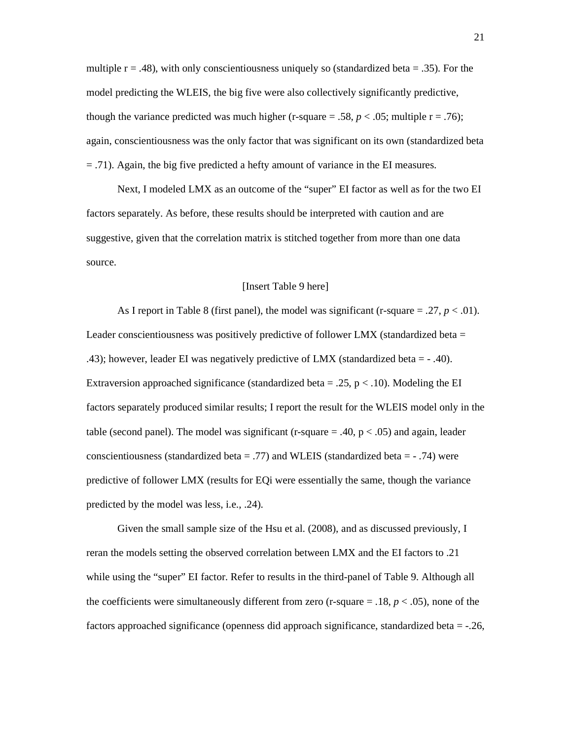multiple r = .48), with only conscientiousness uniquely so (standardized beta = .35). For the model predicting the WLEIS, the big five were also collectively significantly predictive, though the variance predicted was much higher (r-square = .58, $p < .05$; multiple r = .76); again, conscientiousness was the only factor that was significant on its own (standardized beta = .71). Again, the big five predicted a hefty amount of variance in the EI measures.

Next, I modeled LMX as an outcome of the "super" EI factor as well as for the two EI factors separately. As before, these results should be interpreted with caution and are suggestive, given that the correlation matrix is stitched together from more than one data source.

[Insert Table 9 here]

As I report in Table 8 (first panel), the model was significant (r-square = .27, $p < .01$). Leader conscientiousness was positively predictive of follower LMX (standardized beta = .43); however, leader EI was negatively predictive of LMX (standardized beta = - .40). Extraversion approached significance (standardized beta = .25, $p < .10$). Modeling the EI factors separately produced similar results; I report the result for the WLEIS model only in the table (second panel). The model was significant (r-square = .40, $p < .05$) and again, leader conscientiousness (standardized beta = .77) and WLEIS (standardized beta = - .74) were predictive of follower LMX (results for EQi were essentially the same, though the variance predicted by the model was less, i.e., .24).

Given the small sample size of the Hsu et al. (2008), and as discussed previously, I reran the models setting the observed correlation between LMX and the EI factors to .21 while using the "super" EI factor. Refer to results in the third-panel of Table 9. Although all the coefficients were simultaneously different from zero (r-square = .18, $p < .05$), none of the factors approached significance (openness did approach significance, standardized beta = -.26,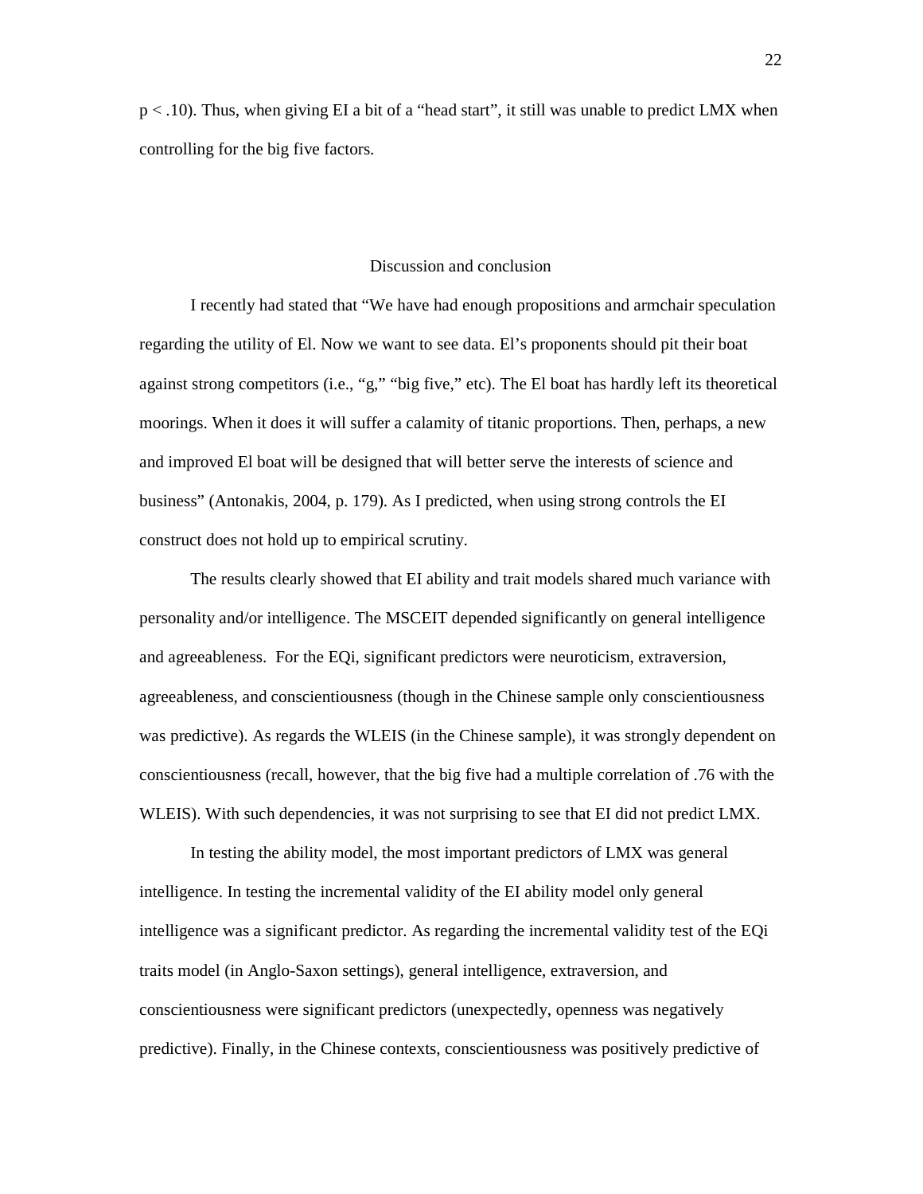$p < .10$). Thus, when giving EI a bit of a "head start", it still was unable to predict LMX when controlling for the big five factors.

## Discussion and conclusion

I recently had stated that "We have had enough propositions and armchair speculation regarding the utility of El. Now we want to see data. El's proponents should pit their boat against strong competitors (i.e., "g," "big five," etc). The El boat has hardly left its theoretical moorings. When it does it will suffer a calamity of titanic proportions. Then, perhaps, a new and improved El boat will be designed that will better serve the interests of science and business" (Antonakis, 2004, p. 179). As I predicted, when using strong controls the EI construct does not hold up to empirical scrutiny.

The results clearly showed that EI ability and trait models shared much variance with personality and/or intelligence. The MSCEIT depended significantly on general intelligence and agreeableness. For the EQi, significant predictors were neuroticism, extraversion, agreeableness, and conscientiousness (though in the Chinese sample only conscientiousness was predictive). As regards the WLEIS (in the Chinese sample), it was strongly dependent on conscientiousness (recall, however, that the big five had a multiple correlation of .76 with the WLEIS). With such dependencies, it was not surprising to see that EI did not predict LMX.

In testing the ability model, the most important predictors of LMX was general intelligence. In testing the incremental validity of the EI ability model only general intelligence was a significant predictor. As regarding the incremental validity test of the EQi traits model (in Anglo-Saxon settings), general intelligence, extraversion, and conscientiousness were significant predictors (unexpectedly, openness was negatively predictive). Finally, in the Chinese contexts, conscientiousness was positively predictive of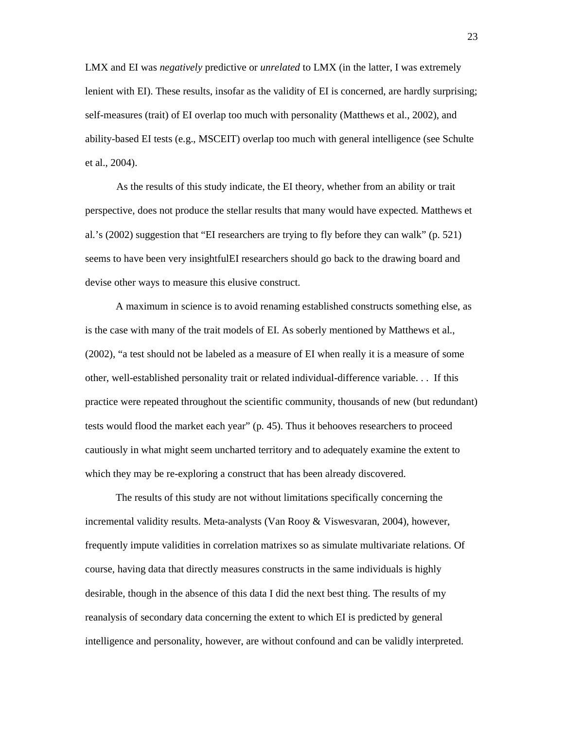LMX and EI was *negatively* predictive or *unrelated* to LMX (in the latter, I was extremely lenient with EI). These results, insofar as the validity of EI is concerned, are hardly surprising; self-measures (trait) of EI overlap too much with personality (Matthews et al., 2002), and ability-based EI tests (e.g., MSCEIT) overlap too much with general intelligence (see Schulte et al., 2004).

As the results of this study indicate, the EI theory, whether from an ability or trait perspective, does not produce the stellar results that many would have expected. Matthews et al.'s (2002) suggestion that "EI researchers are trying to fly before they can walk" (p. 521) seems to have been very insightfulEI researchers should go back to the drawing board and devise other ways to measure this elusive construct.

A maximum in science is to avoid renaming established constructs something else, as is the case with many of the trait models of EI. As soberly mentioned by Matthews et al., (2002), "a test should not be labeled as a measure of EI when really it is a measure of some other, well-established personality trait or related individual-difference variable. . . If this practice were repeated throughout the scientific community, thousands of new (but redundant) tests would flood the market each year" (p. 45). Thus it behooves researchers to proceed cautiously in what might seem uncharted territory and to adequately examine the extent to which they may be re-exploring a construct that has been already discovered.

The results of this study are not without limitations specifically concerning the incremental validity results. Meta-analysts (Van Rooy & Viswesvaran, 2004), however, frequently impute validities in correlation matrixes so as simulate multivariate relations. Of course, having data that directly measures constructs in the same individuals is highly desirable, though in the absence of this data I did the next best thing. The results of my reanalysis of secondary data concerning the extent to which EI is predicted by general intelligence and personality, however, are without confound and can be validly interpreted.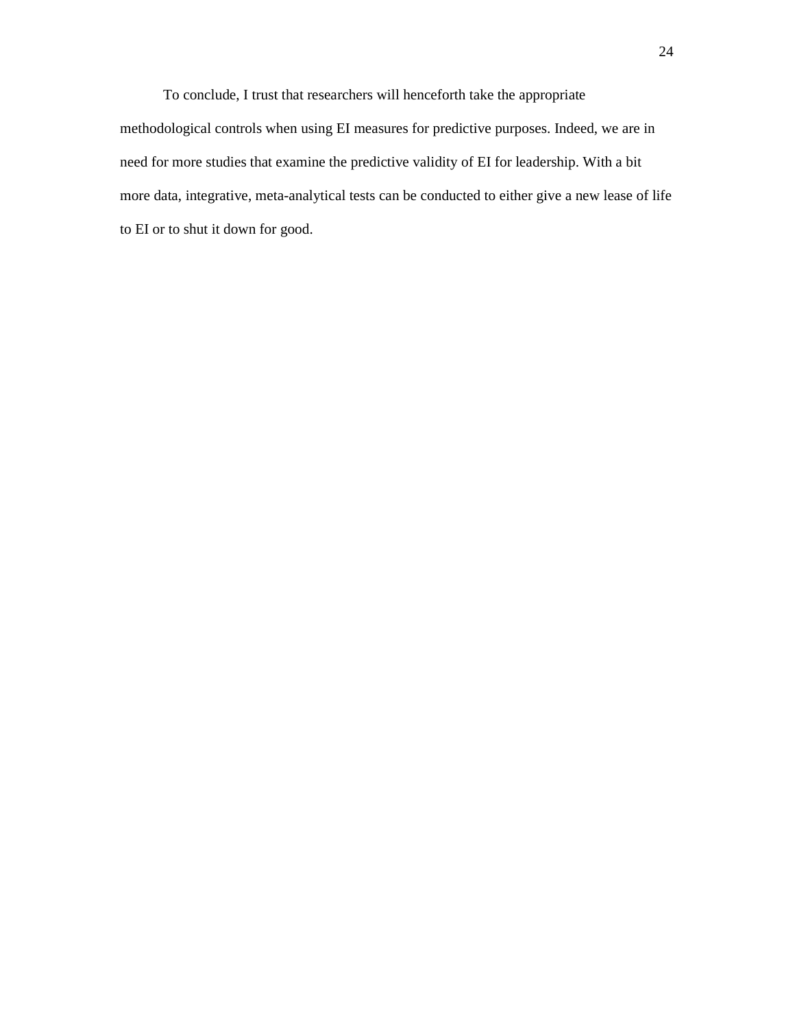To conclude, I trust that researchers will henceforth take the appropriate methodological controls when using EI measures for predictive purposes. Indeed, we are in need for more studies that examine the predictive validity of EI for leadership. With a bit more data, integrative, meta-analytical tests can be conducted to either give a new lease of life to EI or to shut it down for good.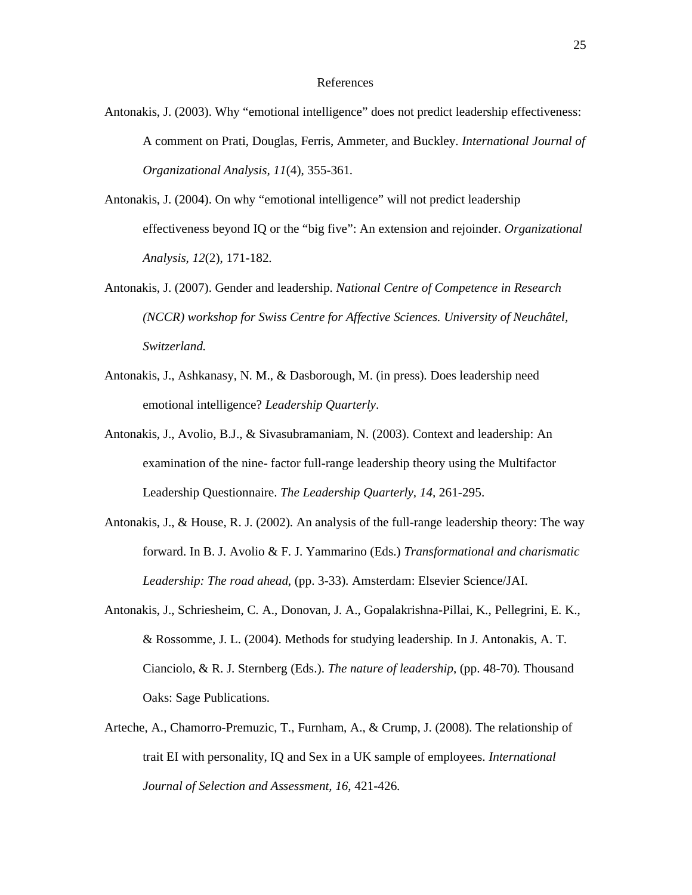# References

Antonakis, J. (2003). Why “emotional intelligence” does not predict leadership effectiveness: A comment on Prati, Douglas, Ferris, Ammeter, and Buckley. *International Journal of Organizational Analysis, 11*(4), 355-361.

Antonakis, J. (2004). On why “emotional intelligence” will not predict leadership effectiveness beyond IQ or the “big five”: An extension and rejoinder. *Organizational Analysis, 12*(2), 171-182.

Antonakis, J. (2007). Gender and leadership. *National Centre of Competence in Research (NCCR) workshop for Swiss Centre for Affective Sciences. University of Neuchâtel, Switzerland.*

Antonakis, J., Ashkanasy, N. M., & Dasborough, M. (in press). Does leadership need emotional intelligence? *Leadership Quarterly*.

Antonakis, J., Avolio, B.J., & Sivasubramaniam, N. (2003). Context and leadership: An examination of the nine- factor full-range leadership theory using the Multifactor Leadership Questionnaire. *The Leadership Quarterly, 14*, 261-295.

Antonakis, J., & House, R. J. (2002). An analysis of the full-range leadership theory: The way forward. In B. J. Avolio & F. J. Yammarino (Eds.) *Transformational and charismatic Leadership: The road ahead*, (pp. 3-33). Amsterdam: Elsevier Science/JAI.

Antonakis, J., Schriesheim, C. A., Donovan, J. A., Gopalakrishna-Pillai, K., Pellegrini, E. K., & Rossomme, J. L. (2004). Methods for studying leadership. In J. Antonakis, A. T. Cianciolo, & R. J. Sternberg (Eds.). *The nature of leadership*, (pp. 48-70). Thousand Oaks: Sage Publications.

Arteche, A., Chamorro-Premuzic, T., Furnham, A., & Crump, J. (2008). The relationship of trait EI with personality, IQ and Sex in a UK sample of employees. *International Journal of Selection and Assessment, 16*, 421-426.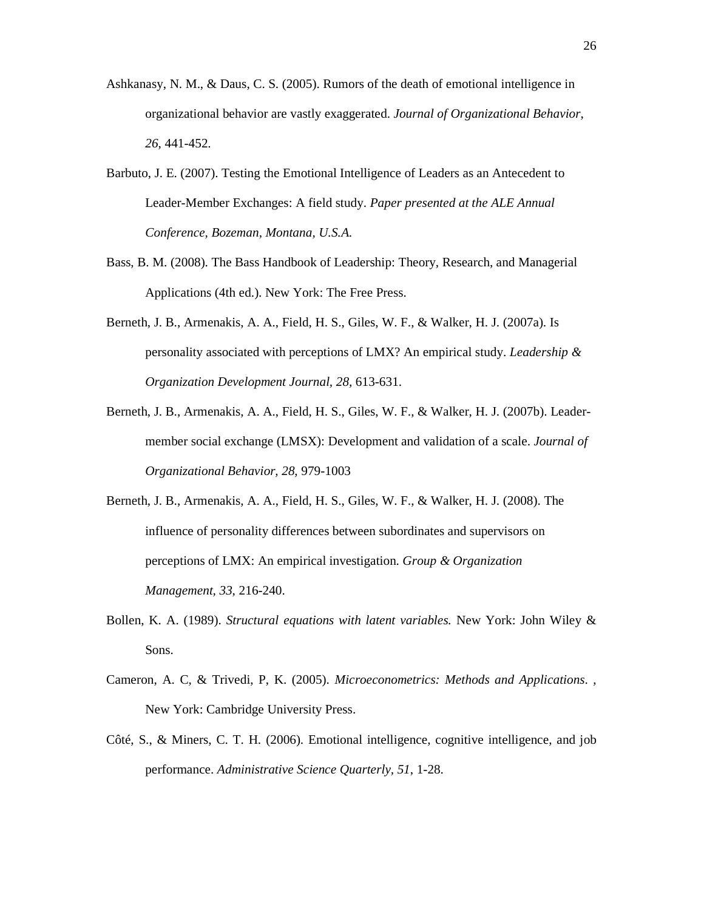Ashkanasy, N. M., & Daus, C. S. (2005). Rumors of the death of emotional intelligence in organizational behavior are vastly exaggerated. *Journal of Organizational Behavior*, *26*, 441-452.

Barbuto, J. E. (2007). Testing the Emotional Intelligence of Leaders as an Antecedent to Leader-Member Exchanges: A field study. *Paper presented at the ALE Annual Conference, Bozeman, Montana, U.S.A.*

Bass, B. M. (2008). The Bass Handbook of Leadership: Theory, Research, and Managerial Applications (4th ed.). New York: The Free Press.

Berneth, J. B., Armenakis, A. A., Field, H. S., Giles, W. F., & Walker, H. J. (2007a). Is personality associated with perceptions of LMX? An empirical study. *Leadership & Organization Development Journal, 28*, 613-631.

Berneth, J. B., Armenakis, A. A., Field, H. S., Giles, W. F., & Walker, H. J. (2007b). Leader-member social exchange (LMSX): Development and validation of a scale. *Journal of Organizational Behavior, 28*, 979-1003

Berneth, J. B., Armenakis, A. A., Field, H. S., Giles, W. F., & Walker, H. J. (2008). The influence of personality differences between subordinates and supervisors on perceptions of LMX: An empirical investigation. *Group & Organization Management, 33*, 216-240.

Bollen, K. A. (1989). *Structural equations with latent variables.* New York: John Wiley & Sons.

Cameron, A. C, & Trivedi, P, K. (2005). *Microeconometrics: Methods and Applications*. , New York: Cambridge University Press.

Côté, S., & Miners, C. T. H. (2006). Emotional intelligence, cognitive intelligence, and job performance. *Administrative Science Quarterly, 51*, 1-28.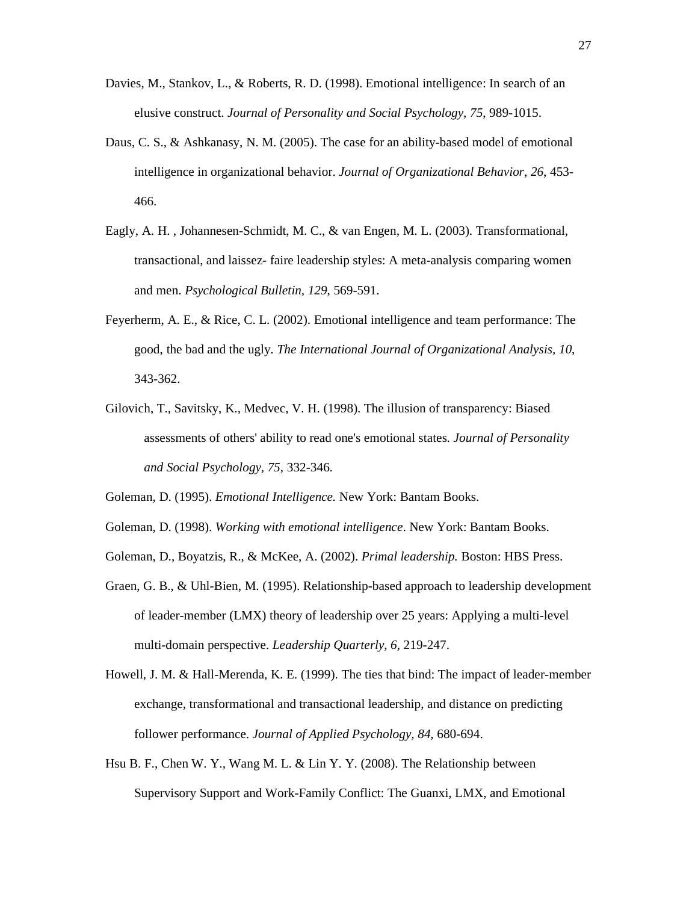Davies, M., Stankov, L., & Roberts, R. D. (1998). Emotional intelligence: In search of an elusive construct. *Journal of Personality and Social Psychology*, *75*, 989-1015.

Daus, C. S., & Ashkanasy, N. M. (2005). The case for an ability-based model of emotional intelligence in organizational behavior. *Journal of Organizational Behavior*, *26*, 453-466.

Eagly, A. H. , Johannesen-Schmidt, M. C., & van Engen, M. L. (2003). Transformational, transactional, and laissez- faire leadership styles: A meta-analysis comparing women and men. *Psychological Bulletin, 129*, 569-591.

Feyerherm, A. E., & Rice, C. L. (2002). Emotional intelligence and team performance: The good, the bad and the ugly. *The International Journal of Organizational Analysis, 10*, 343-362.

Gilovich, T., Savitsky, K., Medvec, V. H. (1998). The illusion of transparency: Biased assessments of others' ability to read one's emotional states. *Journal of Personality and Social Psychology*, *75*, 332-346.

Goleman, D. (1995). *Emotional Intelligence.* New York: Bantam Books.

Goleman, D. (1998). *Working with emotional intelligence*. New York: Bantam Books.

Goleman, D., Boyatzis, R., & McKee, A. (2002). *Primal leadership.* Boston: HBS Press.

Graen, G. B., & Uhl-Bien, M. (1995). Relationship-based approach to leadership development of leader-member (LMX) theory of leadership over 25 years: Applying a multi-level multi-domain perspective. *Leadership Quarterly*, *6*, 219-247.

Howell, J. M. & Hall-Merenda, K. E. (1999). The ties that bind: The impact of leader-member exchange, transformational and transactional leadership, and distance on predicting follower performance. *Journal of Applied Psychology, 84,* 680-694.

Hsu B. F., Chen W. Y., Wang M. L. & Lin Y. Y. (2008). The Relationship between Supervisory Support and Work-Family Conflict: The Guanxi, LMX, and Emotional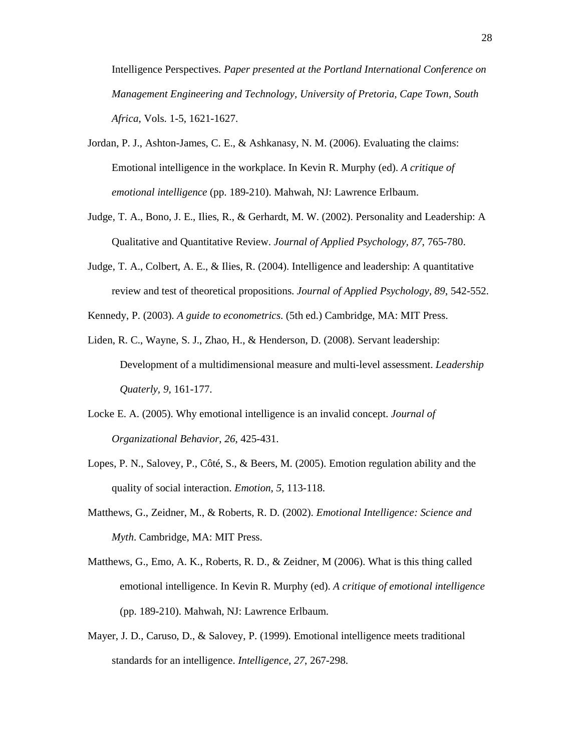Intelligence Perspectives. *Paper presented at the Portland International Conference on Management Engineering and Technology, University of Pretoria, Cape Town, South Africa,* Vols. 1-5, 1621-1627.

Jordan, P. J., Ashton-James, C. E., & Ashkanasy, N. M. (2006). Evaluating the claims: Emotional intelligence in the workplace. In Kevin R. Murphy (ed). *A critique of emotional intelligence* (pp. 189-210). Mahwah, NJ: Lawrence Erlbaum.

Judge, T. A., Bono, J. E., Ilies, R., & Gerhardt, M. W. (2002). Personality and Leadership: A Qualitative and Quantitative Review. *Journal of Applied Psychology, 87*, 765-780.

Judge, T. A., Colbert, A. E., & Ilies, R. (2004). Intelligence and leadership: A quantitative review and test of theoretical propositions. *Journal of Applied Psychology, 89*, 542-552.

Kennedy, P. (2003). *A guide to econometrics*. (5th ed.) Cambridge, MA: MIT Press.

Liden, R. C., Wayne, S. J., Zhao, H., & Henderson, D. (2008). Servant leadership: Development of a multidimensional measure and multi-level assessment. *Leadership Quaterly, 9,* 161-177.

Locke E. A. (2005). Why emotional intelligence is an invalid concept. *Journal of Organizational Behavior*, *26*, 425-431.

Lopes, P. N., Salovey, P., Côté, S., & Beers, M. (2005). Emotion regulation ability and the quality of social interaction. *Emotion, 5*, 113-118.

Matthews, G., Zeidner, M., & Roberts, R. D. (2002). *Emotional Intelligence: Science and Myth*. Cambridge, MA: MIT Press.

Matthews, G., Emo, A. K., Roberts, R. D., & Zeidner, M (2006). What is this thing called emotional intelligence. In Kevin R. Murphy (ed). *A critique of emotional intelligence* (pp. 189-210). Mahwah, NJ: Lawrence Erlbaum.

Mayer, J. D., Caruso, D., & Salovey, P. (1999). Emotional intelligence meets traditional standards for an intelligence. *Intelligence, 27*, 267-298.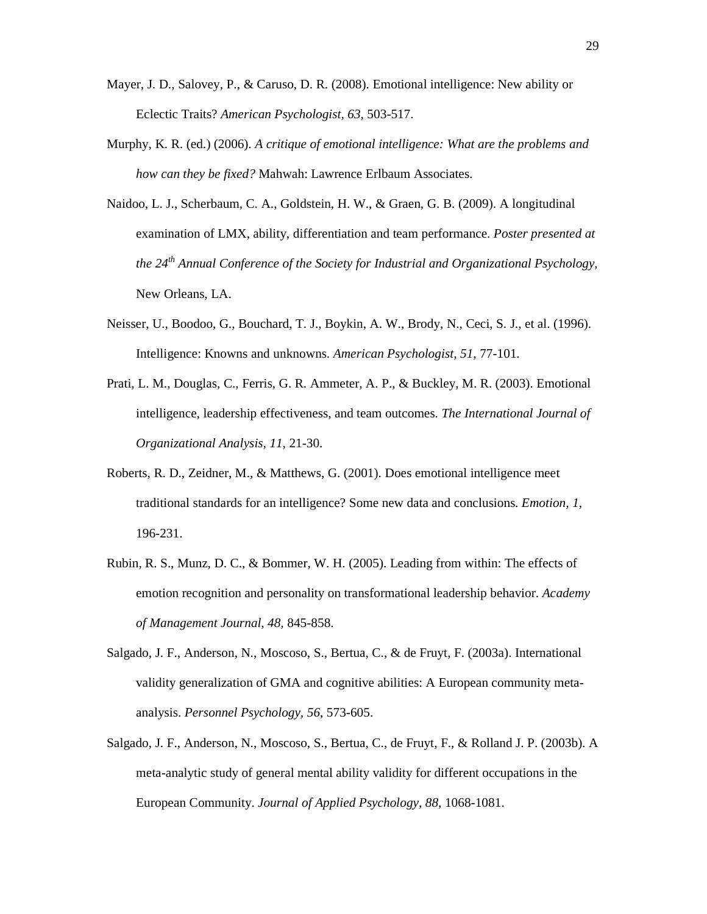Mayer, J. D., Salovey, P., & Caruso, D. R. (2008). Emotional intelligence: New ability or Eclectic Traits? *American Psychologist*, *63*, 503-517.

Murphy, K. R. (ed.) (2006). *A critique of emotional intelligence: What are the problems and how can they be fixed?* Mahwah: Lawrence Erlbaum Associates.

Naidoo, L. J., Scherbaum, C. A., Goldstein, H. W., & Graen, G. B. (2009). A longitudinal examination of LMX, ability, differentiation and team performance. *Poster presented at the 24th Annual Conference of the Society for Industrial and Organizational Psychology*, New Orleans, LA.

Neisser, U., Boodoo, G., Bouchard, T. J., Boykin, A. W., Brody, N., Ceci, S. J., et al. (1996). Intelligence: Knowns and unknowns. *American Psychologist, 51*, 77-101.

Prati, L. M., Douglas, C., Ferris, G. R. Ammeter, A. P., & Buckley, M. R. (2003). Emotional intelligence, leadership effectiveness, and team outcomes. *The International Journal of Organizational Analysis*, *11*, 21-30.

Roberts, R. D., Zeidner, M., & Matthews, G. (2001). Does emotional intelligence meet traditional standards for an intelligence? Some new data and conclusions. *Emotion, 1*, 196-231.

Rubin, R. S., Munz, D. C., & Bommer, W. H. (2005). Leading from within: The effects of emotion recognition and personality on transformational leadership behavior. *Academy of Management Journal*, *48,* 845-858.

Salgado, J. F., Anderson, N., Moscoso, S., Bertua, C., & de Fruyt, F. (2003a). International validity generalization of GMA and cognitive abilities: A European community meta-analysis. *Personnel Psychology, 56*, 573-605.

Salgado, J. F., Anderson, N., Moscoso, S., Bertua, C., de Fruyt, F., & Rolland J. P. (2003b). A meta-analytic study of general mental ability validity for different occupations in the European Community. *Journal of Applied Psychology, 88*, 1068-1081.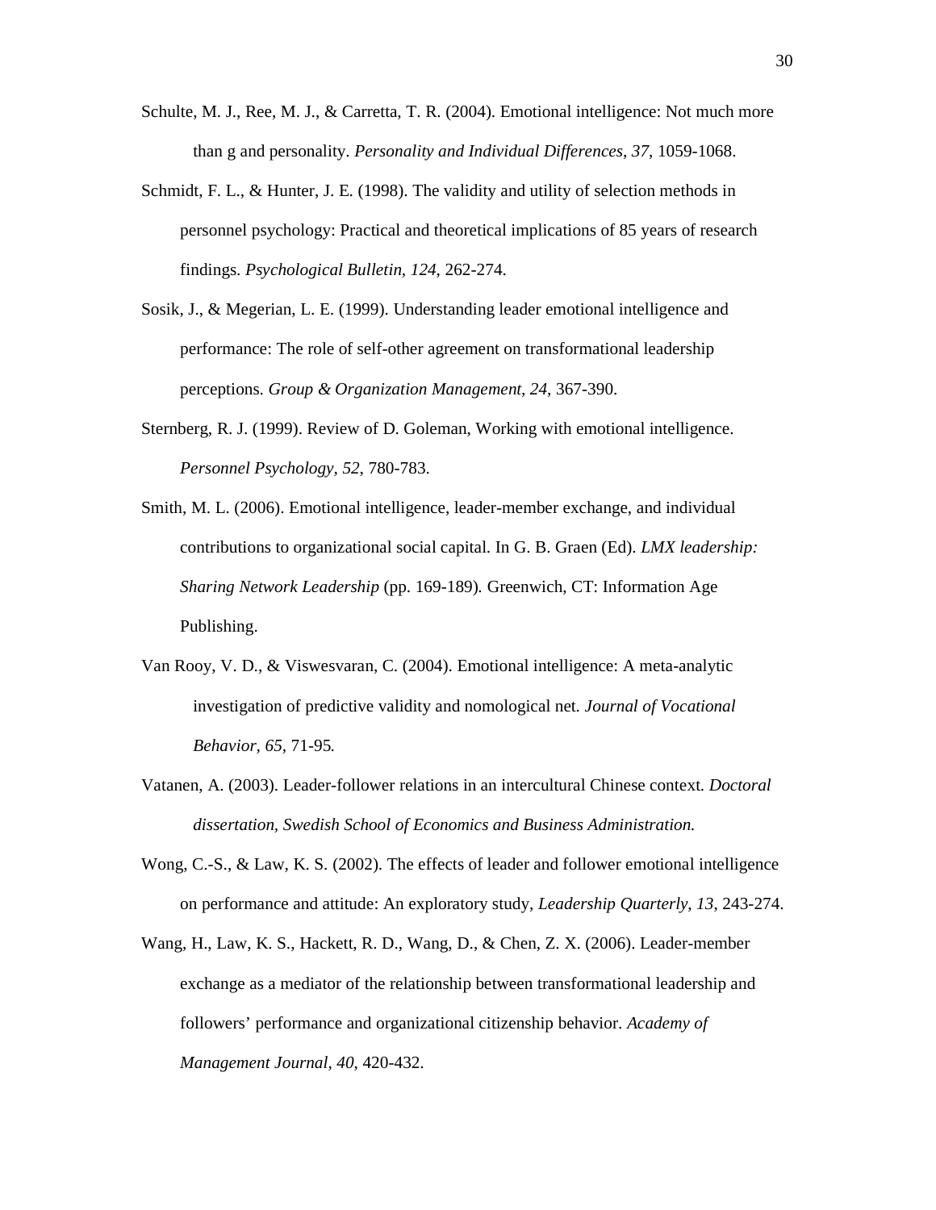Schulte, M. J., Ree, M. J., & Carretta, T. R. (2004). Emotional intelligence: Not much more than g and personality. *Personality and Individual Differences*, *37*, 1059-1068.

Schmidt, F. L., & Hunter, J. E. (1998). The validity and utility of selection methods in personnel psychology: Practical and theoretical implications of 85 years of research findings. *Psychological Bulletin, 124*, 262-274.

Sosik, J., & Megerian, L. E. (1999). Understanding leader emotional intelligence and performance: The role of self-other agreement on transformational leadership perceptions. *Group & Organization Management, 24*, 367-390.

Sternberg, R. J. (1999). Review of D. Goleman, Working with emotional intelligence. *Personnel Psychology, 52*, 780-783.

Smith, M. L. (2006). Emotional intelligence, leader-member exchange, and individual contributions to organizational social capital. In G. B. Graen (Ed). *LMX leadership: Sharing Network Leadership* (pp. 169-189)*.* Greenwich, CT: Information Age Publishing.

Van Rooy, V. D., & Viswesvaran, C. (2004). Emotional intelligence: A meta-analytic investigation of predictive validity and nomological net. *Journal of Vocational Behavior, 65*, 71-95*.*

Vatanen, A. (2003). Leader-follower relations in an intercultural Chinese context*. Doctoral dissertation, Swedish School of Economics and Business Administration.*

Wong, C.-S., & Law, K. S. (2002). The effects of leader and follower emotional intelligence on performance and attitude: An exploratory study, *Leadership Quarterly*, *13*, 243-274.

Wang, H., Law, K. S., Hackett, R. D., Wang, D., & Chen, Z. X. (2006). Leader-member exchange as a mediator of the relationship between transformational leadership and followers' performance and organizational citizenship behavior. *Academy of Management Journal*, *40*, 420-432.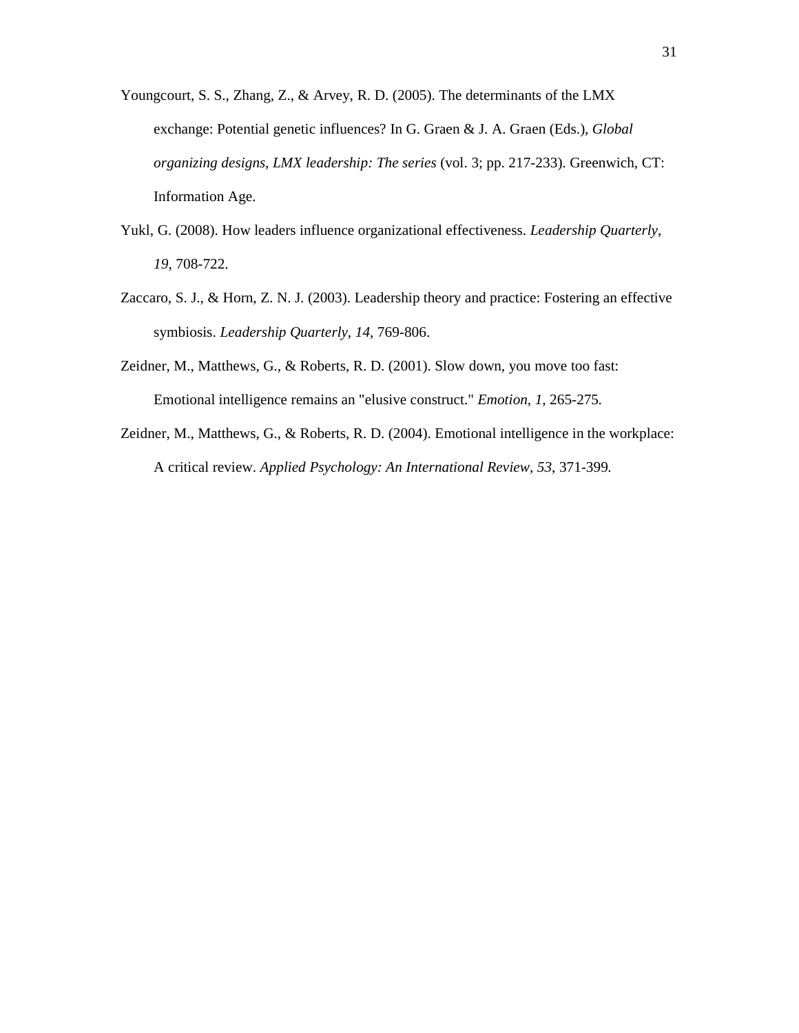Youngcourt, S. S., Zhang, Z., & Arvey, R. D. (2005). The determinants of the LMX exchange: Potential genetic influences? In G. Graen & J. A. Graen (Eds.), *Global organizing designs, LMX leadership: The series* (vol. 3; pp. 217-233). Greenwich, CT: Information Age.

Yukl, G. (2008). How leaders influence organizational effectiveness. *Leadership Quarterly*, *19*, 708-722.

Zaccaro, S. J., & Horn, Z. N. J. (2003). Leadership theory and practice: Fostering an effective symbiosis. *Leadership Quarterly, 14*, 769-806.

Zeidner, M., Matthews, G., & Roberts, R. D. (2001). Slow down, you move too fast: Emotional intelligence remains an "elusive construct." *Emotion, 1*, 265-275.

Zeidner, M., Matthews, G., & Roberts, R. D. (2004). Emotional intelligence in the workplace: A critical review. *Applied Psychology: An International Review, 53*, 371-399.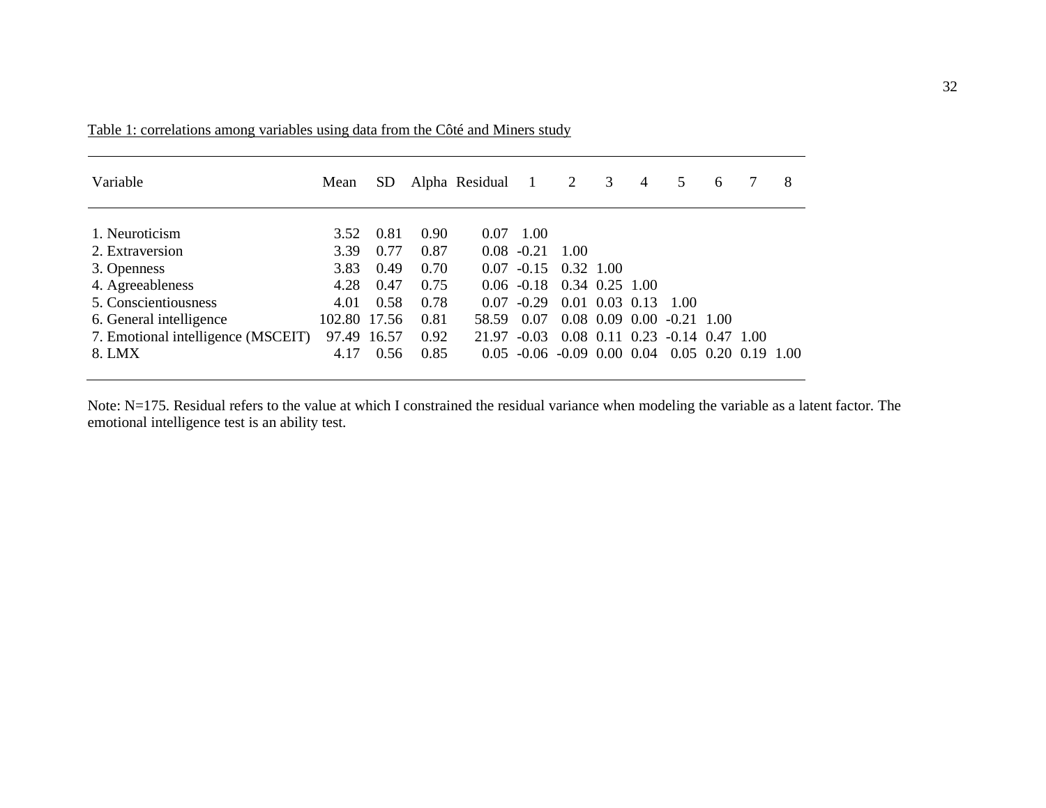Table 1: correlations among variables using data from the Côté and Miners study

| Variable | Mean | SD | Alpha | Residual | 1 | 2 | 3 | 4 | 5 | 6 | 7 | 8 |
|---|---|---|---|---|---|---|---|---|---|---|---|---|
| 1. Neuroticism | 3.52 | 0.81 | 0.90 | 0.07 | 1.00 | | | | | | | |
| 2. Extraversion | 3.39 | 0.77 | 0.87 | 0.08 | -0.21 | 1.00 | | | | | | |
| 3. Openness | 3.83 | 0.49 | 0.70 | 0.07 | -0.15 | 0.32 | 1.00 | | | | | |
| 4. Agreeableness | 4.28 | 0.47 | 0.75 | 0.06 | -0.18 | 0.34 | 0.25 | 1.00 | | | | |
| 5. Conscientiousness | 4.01 | 0.58 | 0.78 | 0.07 | -0.29 | 0.01 | 0.03 | 0.13 | 1.00 | | | |
| 6. General intelligence | 102.80 | 17.56 | 0.81 | 58.59 | 0.07 | 0.08 | 0.09 | 0.00 | -0.21 | 1.00 | | |
| 7. Emotional intelligence (MSCEIT) | 97.49 | 16.57 | 0.92 | 21.97 | -0.03 | 0.08 | 0.11 | 0.23 | -0.14 | 0.47 | 1.00 | |
| 8. LMX | 4.17 | 0.56 | 0.85 | 0.05 | -0.06 | -0.09 | 0.00 | 0.04 | 0.05 | 0.20 | 0.19 | 1.00 |

Note: N=175. Residual refers to the value at which I constrained the residual variance when modeling the variable as a latent factor. The emotional intelligence test is an ability test.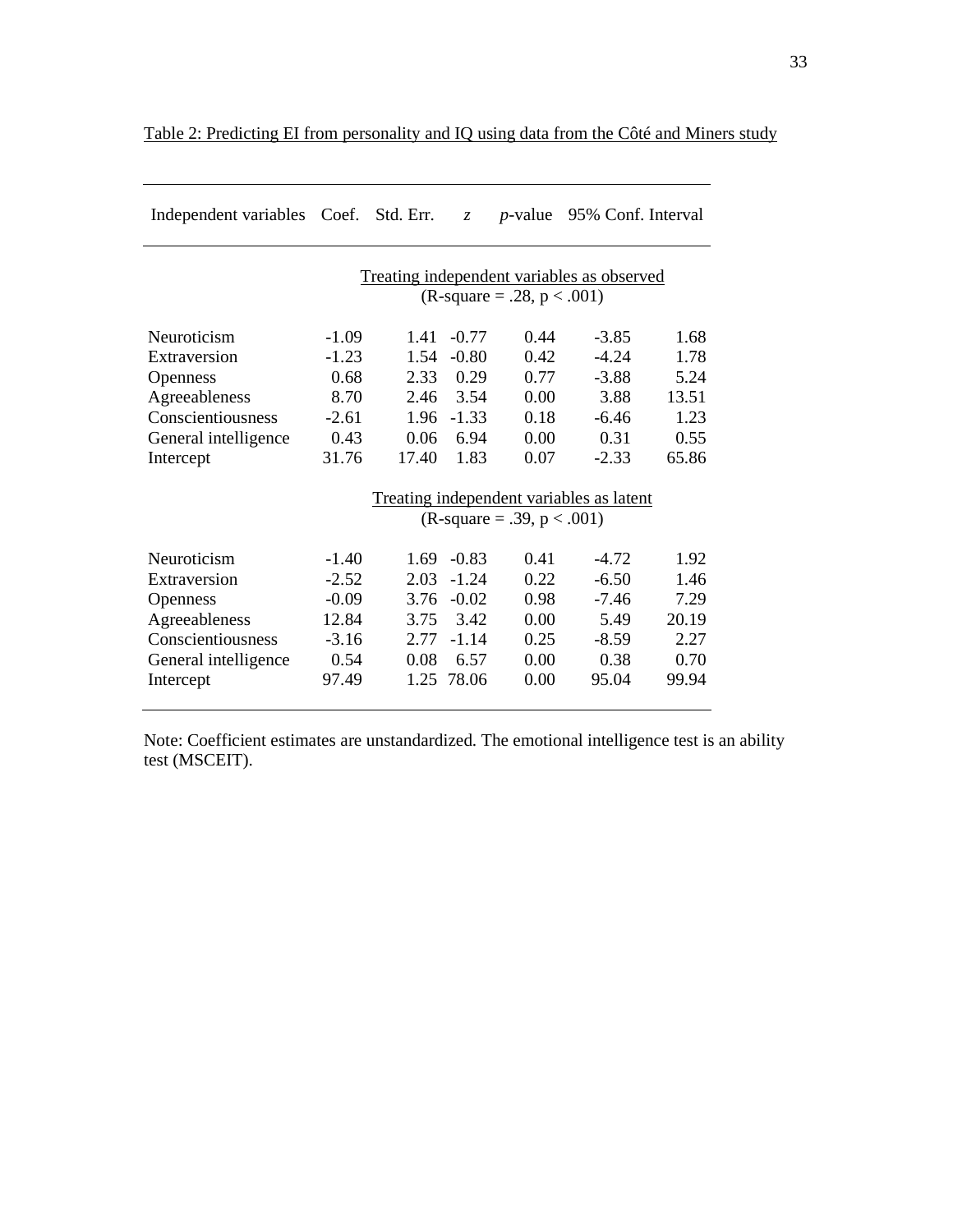Table 2: Predicting EI from personality and IQ using data from the Côté and Miners study

| Independent variables | Coef. | Std. Err. | *z* | *p*-value | 95% Conf. Interval | |
|---|---|---|---|---|---|---|
| | Treating independent variables as observed ($R$-square = .28, $p < .001$) | | | | | |
| Neuroticism | -1.09 | 1.41 | -0.77 | 0.44 | -3.85 | 1.68 |
| Extraversion | -1.23 | 1.54 | -0.80 | 0.42 | -4.24 | 1.78 |
| Openness | 0.68 | 2.33 | 0.29 | 0.77 | -3.88 | 5.24 |
| Agreeableness | 8.70 | 2.46 | 3.54 | 0.00 | 3.88 | 13.51 |
| Conscientiousness | -2.61 | 1.96 | -1.33 | 0.18 | -6.46 | 1.23 |
| General intelligence | 0.43 | 0.06 | 6.94 | 0.00 | 0.31 | 0.55 |
| Intercept | 31.76 | 17.40 | 1.83 | 0.07 | -2.33 | 65.86 |
| | Treating independent variables as latent ($R$-square = .39, $p < .001$) | | | | | |
| Neuroticism | -1.40 | 1.69 | -0.83 | 0.41 | -4.72 | 1.92 |
| Extraversion | -2.52 | 2.03 | -1.24 | 0.22 | -6.50 | 1.46 |
| Openness | -0.09 | 3.76 | -0.02 | 0.98 | -7.46 | 7.29 |
| Agreeableness | 12.84 | 3.75 | 3.42 | 0.00 | 5.49 | 20.19 |
| Conscientiousness | -3.16 | 2.77 | -1.14 | 0.25 | -8.59 | 2.27 |
| General intelligence | 0.54 | 0.08 | 6.57 | 0.00 | 0.38 | 0.70 |
| Intercept | 97.49 | 1.25 | 78.06 | 0.00 | 95.04 | 99.94 |

Note: Coefficient estimates are unstandardized. The emotional intelligence test is an ability test (MSCEIT).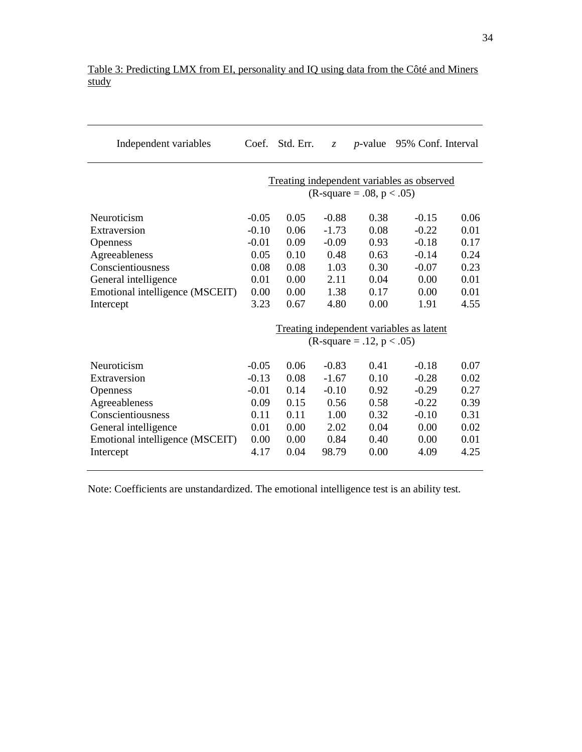Table 3: Predicting LMX from EI, personality and IQ using data from the Côté and Miners study

| Independent variables | Coef. | Std. Err. | *z* | *p*-value | 95% Conf. Interval | |
|---|---|---|---|---|---|---|
| | Treating independent variables as observed ($R$-square = .08, $p < .05$) | | | | | |
| Neuroticism | -0.05 | 0.05 | -0.88 | 0.38 | -0.15 | 0.06 |
| Extraversion | -0.10 | 0.06 | -1.73 | 0.08 | -0.22 | 0.01 |
| Openness | -0.01 | 0.09 | -0.09 | 0.93 | -0.18 | 0.17 |
| Agreeableness | 0.05 | 0.10 | 0.48 | 0.63 | -0.14 | 0.24 |
| Conscientiousness | 0.08 | 0.08 | 1.03 | 0.30 | -0.07 | 0.23 |
| General intelligence | 0.01 | 0.00 | 2.11 | 0.04 | 0.00 | 0.01 |
| Emotional intelligence (MSCEIT) | 0.00 | 0.00 | 1.38 | 0.17 | 0.00 | 0.01 |
| Intercept | 3.23 | 0.67 | 4.80 | 0.00 | 1.91 | 4.55 |
| | Treating independent variables as latent ($R$-square = .12, $p < .05$) | | | | | |
| Neuroticism | -0.05 | 0.06 | -0.83 | 0.41 | -0.18 | 0.07 |
| Extraversion | -0.13 | 0.08 | -1.67 | 0.10 | -0.28 | 0.02 |
| Openness | -0.01 | 0.14 | -0.10 | 0.92 | -0.29 | 0.27 |
| Agreeableness | 0.09 | 0.15 | 0.56 | 0.58 | -0.22 | 0.39 |
| Conscientiousness | 0.11 | 0.11 | 1.00 | 0.32 | -0.10 | 0.31 |
| General intelligence | 0.01 | 0.00 | 2.02 | 0.04 | 0.00 | 0.02 |
| Emotional intelligence (MSCEIT) | 0.00 | 0.00 | 0.84 | 0.40 | 0.00 | 0.01 |
| Intercept | 4.17 | 0.04 | 98.79 | 0.00 | 4.09 | 4.25 |

Note: Coefficients are unstandardized. The emotional intelligence test is an ability test.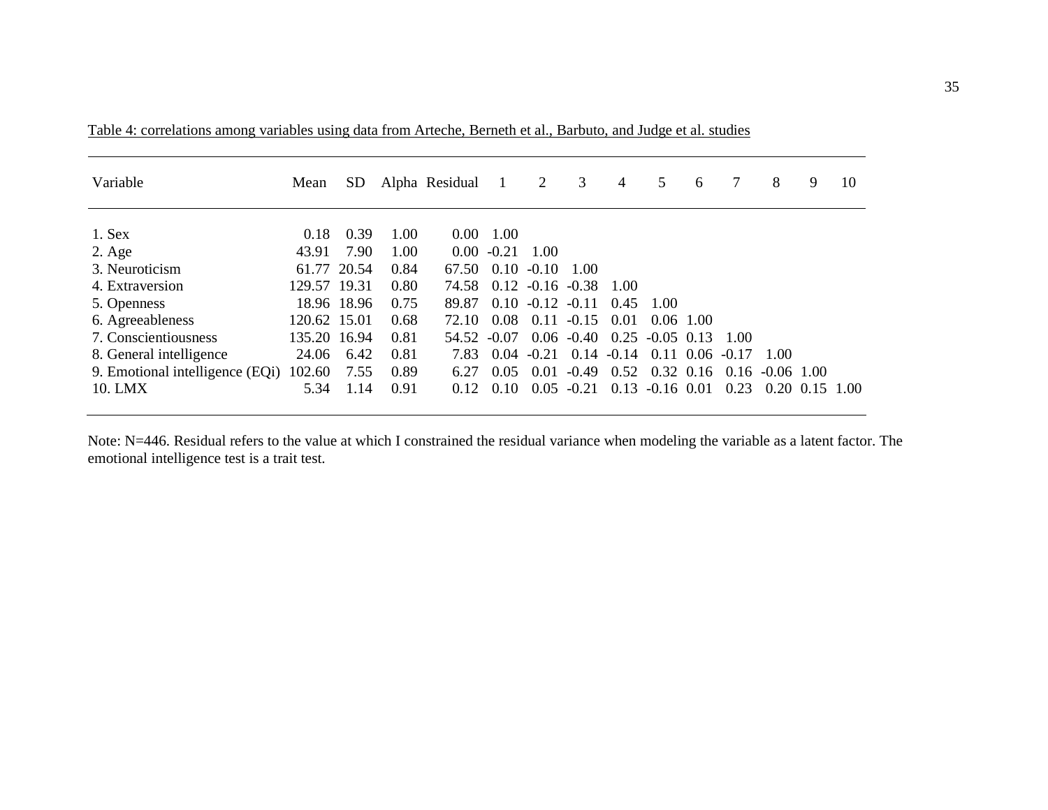Table 4: correlations among variables using data from Arteche, Berneth et al., Barbuto, and Judge et al. studies

| Variable | Mean | SD | Alpha | Residual | 1 | 2 | 3 | 4 | 5 | 6 | 7 | 8 | 9 | 10 |
|---|---|---|---|---|---|---|---|---|---|---|---|---|---|---|
| 1. Sex | 0.18 | 0.39 | 1.00 | 0.00 | 1.00 | | | | | | | | | |
| 2. Age | 43.91 | 7.90 | 1.00 | 0.00 | -0.21 | 1.00 | | | | | | | | |
| 3. Neuroticism | 61.77 | 20.54 | 0.84 | 67.50 | 0.10 | -0.10 | 1.00 | | | | | | | |
| 4. Extraversion | 129.57 | 19.31 | 0.80 | 74.58 | 0.12 | -0.16 | -0.38 | 1.00 | | | | | | |
| 5. Openness | 18.96 | 18.96 | 0.75 | 89.87 | 0.10 | -0.12 | -0.11 | 0.45 | 1.00 | | | | | |
| 6. Agreeableness | 120.62 | 15.01 | 0.68 | 72.10 | 0.08 | 0.11 | -0.15 | 0.01 | 0.06 | 1.00 | | | | |
| 7. Conscientiousness | 135.20 | 16.94 | 0.81 | 54.52 | -0.07 | 0.06 | -0.40 | 0.25 | -0.05 | 0.13 | 1.00 | | | |
| 8. General intelligence | 24.06 | 6.42 | 0.81 | 7.83 | 0.04 | -0.21 | 0.14 | -0.14 | 0.11 | 0.06 | -0.17 | 1.00 | | |
| 9. Emotional intelligence (EQi) | 102.60 | 7.55 | 0.89 | 6.27 | 0.05 | 0.01 | -0.49 | 0.52 | 0.32 | 0.16 | 0.16 | -0.06 | 1.00 | |
| 10. LMX | 5.34 | 1.14 | 0.91 | 0.12 | 0.10 | 0.05 | -0.21 | 0.13 | -0.16 | 0.01 | 0.23 | 0.20 | 0.15 | 1.00 |

Note: N=446. Residual refers to the value at which I constrained the residual variance when modeling the variable as a latent factor. The emotional intelligence test is a trait test.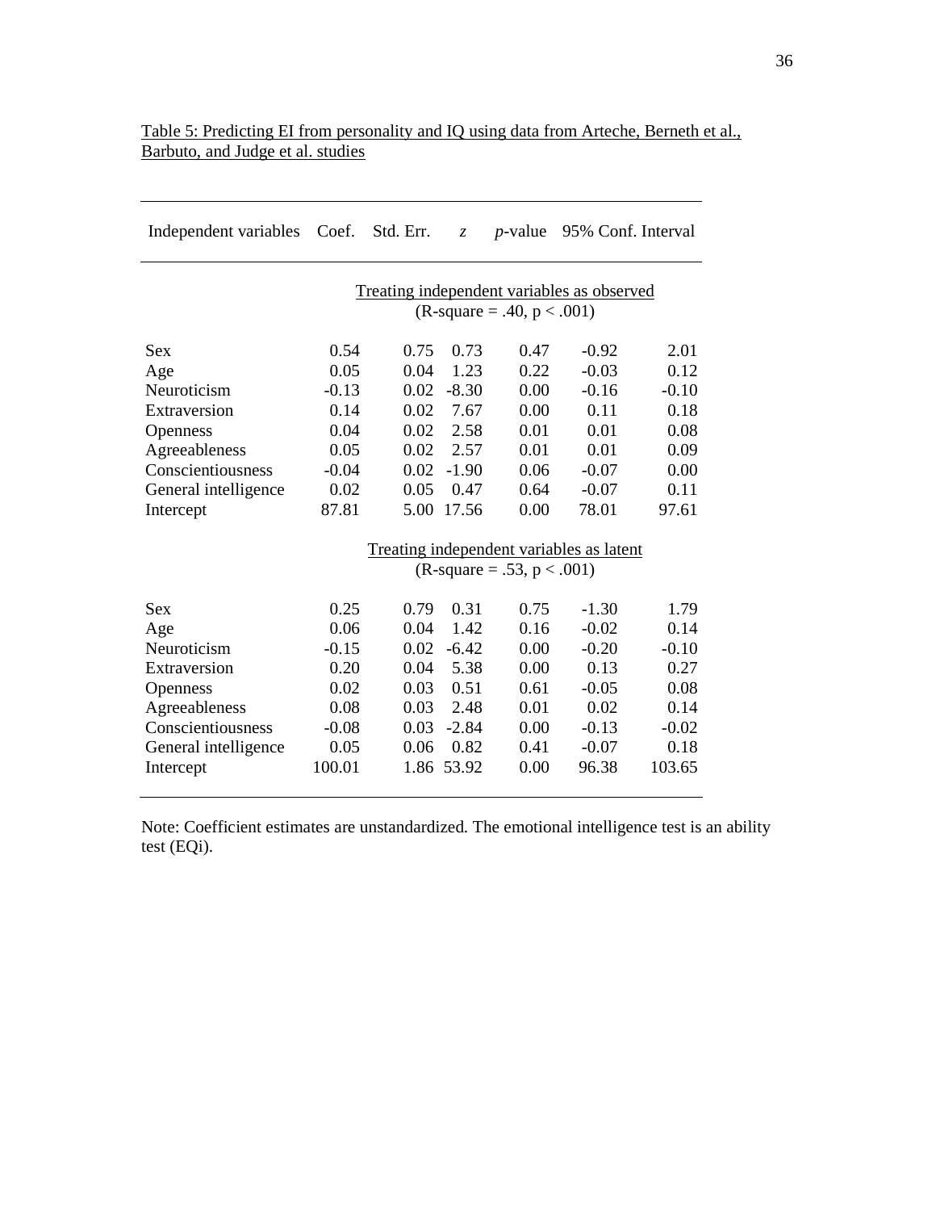Table 5: Predicting EI from personality and IQ using data from Arteche, Berneth et al., Barbuto, and Judge et al. studies

| Independent variables | Coef. | Std. Err. | *z* | *p*-value | 95% Conf. Interval | |
|---|---|---|---|---|---|---|
| | Treating independent variables as observed (R-square = .40, p < .001) | | | | | |
| Sex | 0.54 | 0.75 | 0.73 | 0.47 | -0.92 | 2.01 |
| Age | 0.05 | 0.04 | 1.23 | 0.22 | -0.03 | 0.12 |
| Neuroticism | -0.13 | 0.02 | -8.30 | 0.00 | -0.16 | -0.10 |
| Extraversion | 0.14 | 0.02 | 7.67 | 0.00 | 0.11 | 0.18 |
| Openness | 0.04 | 0.02 | 2.58 | 0.01 | 0.01 | 0.08 |
| Agreeableness | 0.05 | 0.02 | 2.57 | 0.01 | 0.01 | 0.09 |
| Conscientiousness | -0.04 | 0.02 | -1.90 | 0.06 | -0.07 | 0.00 |
| General intelligence | 0.02 | 0.05 | 0.47 | 0.64 | -0.07 | 0.11 |
| Intercept | 87.81 | 5.00 | 17.56 | 0.00 | 78.01 | 97.61 |
| | Treating independent variables as latent (R-square = .53, p < .001) | | | | | |
| Sex | 0.25 | 0.79 | 0.31 | 0.75 | -1.30 | 1.79 |
| Age | 0.06 | 0.04 | 1.42 | 0.16 | -0.02 | 0.14 |
| Neuroticism | -0.15 | 0.02 | -6.42 | 0.00 | -0.20 | -0.10 |
| Extraversion | 0.20 | 0.04 | 5.38 | 0.00 | 0.13 | 0.27 |
| Openness | 0.02 | 0.03 | 0.51 | 0.61 | -0.05 | 0.08 |
| Agreeableness | 0.08 | 0.03 | 2.48 | 0.01 | 0.02 | 0.14 |
| Conscientiousness | -0.08 | 0.03 | -2.84 | 0.00 | -0.13 | -0.02 |
| General intelligence | 0.05 | 0.06 | 0.82 | 0.41 | -0.07 | 0.18 |
| Intercept | 100.01 | 1.86 | 53.92 | 0.00 | 96.38 | 103.65 |

Note: Coefficient estimates are unstandardized. The emotional intelligence test is an ability test (EQi).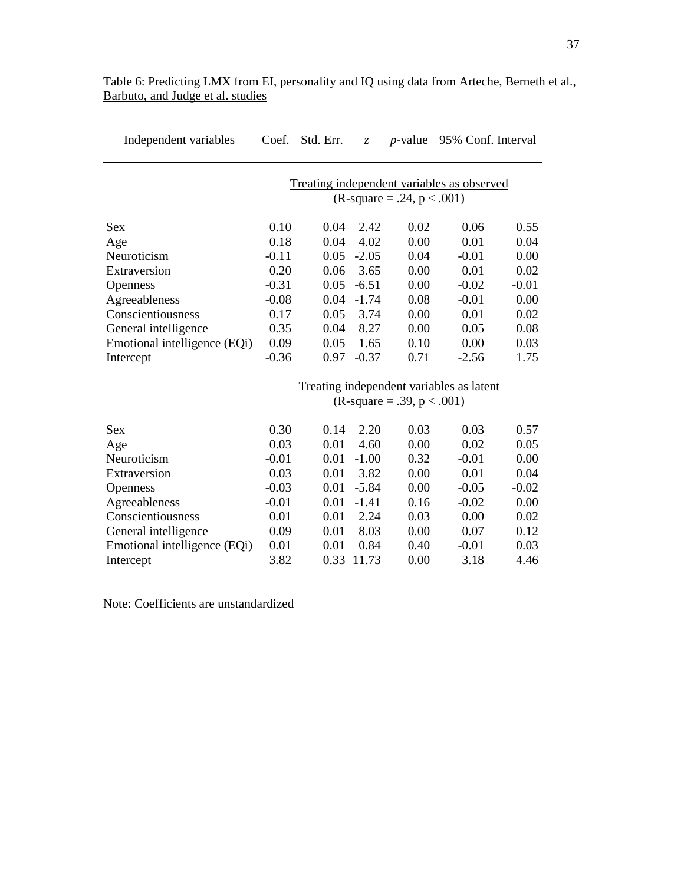Table 6: Predicting LMX from EI, personality and IQ using data from Arteche, Berneth et al., Barbuto, and Judge et al. studies

| Independent variables | Coef. | Std. Err. | *z* | *p*-value | 95% Conf. Interval | |
|---|---|---|---|---|---|---|
| | Treating independent variables as observed (R-square = .24, p < .001) | | | | | |
| Sex | 0.10 | 0.04 | 2.42 | 0.02 | 0.06 | 0.55 |
| Age | 0.18 | 0.04 | 4.02 | 0.00 | 0.01 | 0.04 |
| Neuroticism | -0.11 | 0.05 | -2.05 | 0.04 | -0.01 | 0.00 |
| Extraversion | 0.20 | 0.06 | 3.65 | 0.00 | 0.01 | 0.02 |
| Openness | -0.31 | 0.05 | -6.51 | 0.00 | -0.02 | -0.01 |
| Agreeableness | -0.08 | 0.04 | -1.74 | 0.08 | -0.01 | 0.00 |
| Conscientiousness | 0.17 | 0.05 | 3.74 | 0.00 | 0.01 | 0.02 |
| General intelligence | 0.35 | 0.04 | 8.27 | 0.00 | 0.05 | 0.08 |
| Emotional intelligence (EQi) | 0.09 | 0.05 | 1.65 | 0.10 | 0.00 | 0.03 |
| Intercept | -0.36 | 0.97 | -0.37 | 0.71 | -2.56 | 1.75 |
| | Treating independent variables as latent (R-square = .39, p < .001) | | | | | |
| Sex | 0.30 | 0.14 | 2.20 | 0.03 | 0.03 | 0.57 |
| Age | 0.03 | 0.01 | 4.60 | 0.00 | 0.02 | 0.05 |
| Neuroticism | -0.01 | 0.01 | -1.00 | 0.32 | -0.01 | 0.00 |
| Extraversion | 0.03 | 0.01 | 3.82 | 0.00 | 0.01 | 0.04 |
| Openness | -0.03 | 0.01 | -5.84 | 0.00 | -0.05 | -0.02 |
| Agreeableness | -0.01 | 0.01 | -1.41 | 0.16 | -0.02 | 0.00 |
| Conscientiousness | 0.01 | 0.01 | 2.24 | 0.03 | 0.00 | 0.02 |
| General intelligence | 0.09 | 0.01 | 8.03 | 0.00 | 0.07 | 0.12 |
| Emotional intelligence (EQi) | 0.01 | 0.01 | 0.84 | 0.40 | -0.01 | 0.03 |
| Intercept | 3.82 | 0.33 | 11.73 | 0.00 | 3.18 | 4.46 |

Note: Coefficients are unstandardized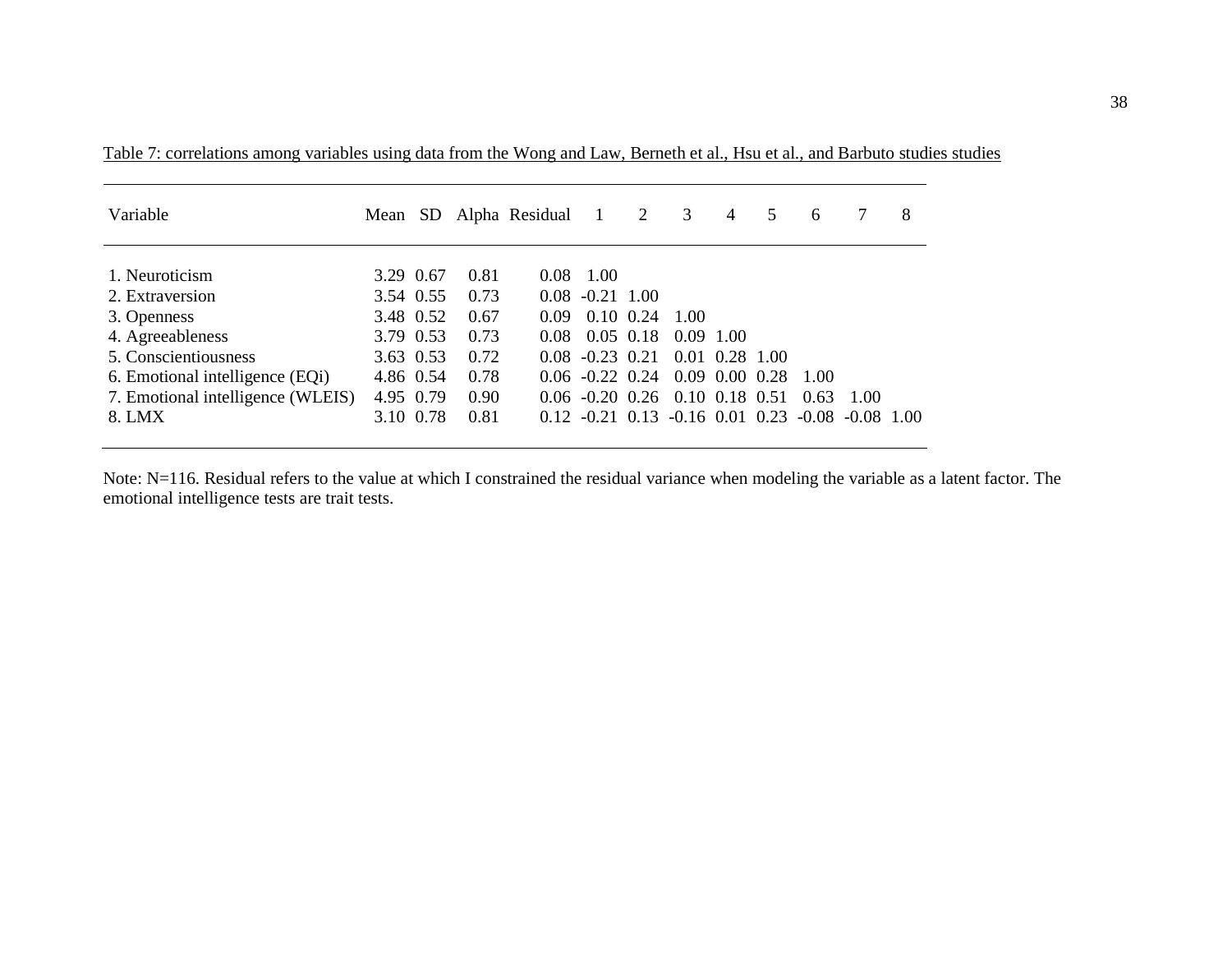Table 7: correlations among variables using data from the Wong and Law, Berneth et al., Hsu et al., and Barbuto studies studies

| Variable | Mean | SD | Alpha | Residual | 1 | 2 | 3 | 4 | 5 | 6 | 7 | 8 |
|---|---|---|---|---|---|---|---|---|---|---|---|---|
| 1. Neuroticism | 3.29 | 0.67 | 0.81 | 0.08 | 1.00 | | | | | | | |
| 2. Extraversion | 3.54 | 0.55 | 0.73 | 0.08 | -0.21 | 1.00 | | | | | | |
| 3. Openness | 3.48 | 0.52 | 0.67 | 0.09 | 0.10 | 0.24 | 1.00 | | | | | |
| 4. Agreeableness | 3.79 | 0.53 | 0.73 | 0.08 | 0.05 | 0.18 | 0.09 | 1.00 | | | | |
| 5. Conscientiousness | 3.63 | 0.53 | 0.72 | 0.08 | -0.23 | 0.21 | 0.01 | 0.28 | 1.00 | | | |
| 6. Emotional intelligence (EQi) | 4.86 | 0.54 | 0.78 | 0.06 | -0.22 | 0.24 | 0.09 | 0.00 | 0.28 | 1.00 | | |
| 7. Emotional intelligence (WLEIS) | 4.95 | 0.79 | 0.90 | 0.06 | -0.20 | 0.26 | 0.10 | 0.18 | 0.51 | 0.63 | 1.00 | |
| 8. LMX | 3.10 | 0.78 | 0.81 | 0.12 | -0.21 | 0.13 | -0.16 | 0.01 | 0.23 | -0.08 | -0.08 | 1.00 |

Note: N=116. Residual refers to the value at which I constrained the residual variance when modeling the variable as a latent factor. The emotional intelligence tests are trait tests.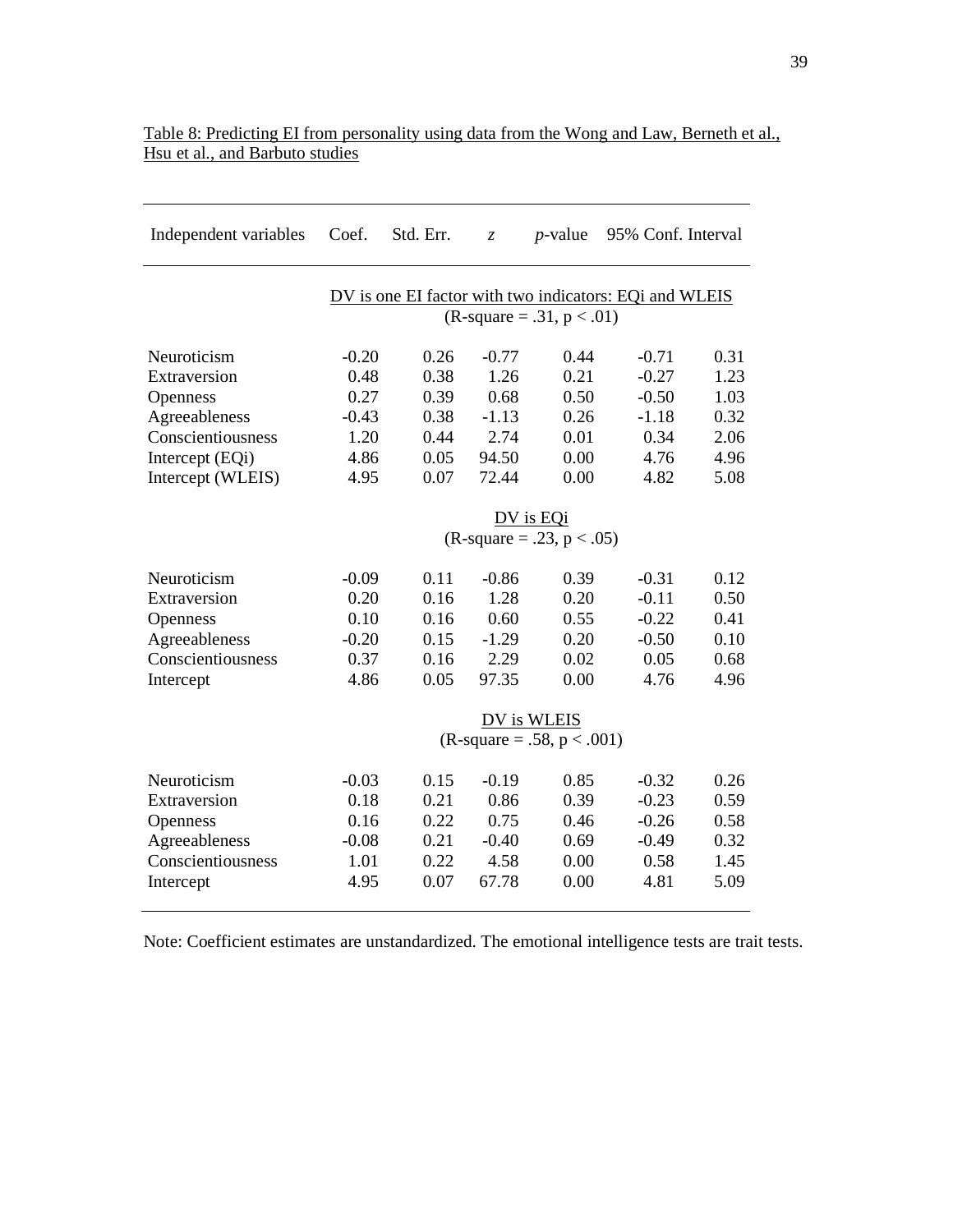Table 8: Predicting EI from personality using data from the Wong and Law, Berneth et al., Hsu et al., and Barbuto studies

| Independent variables | Coef. | Std. Err. | *z* | *p*-value | 95% Conf. Interval | |
|---|---|---|---|---|---|---|
| | DV is one EI factor with two indicators: EQi and WLEIS (R-square = .31, p < .01) | | | | | |
| Neuroticism | -0.20 | 0.26 | -0.77 | 0.44 | -0.71 | 0.31 |
| Extraversion | 0.48 | 0.38 | 1.26 | 0.21 | -0.27 | 1.23 |
| Openness | 0.27 | 0.39 | 0.68 | 0.50 | -0.50 | 1.03 |
| Agreeableness | -0.43 | 0.38 | -1.13 | 0.26 | -1.18 | 0.32 |
| Conscientiousness | 1.20 | 0.44 | 2.74 | 0.01 | 0.34 | 2.06 |
| Intercept (EQi) | 4.86 | 0.05 | 94.50 | 0.00 | 4.76 | 4.96 |
| Intercept (WLEIS) | 4.95 | 0.07 | 72.44 | 0.00 | 4.82 | 5.08 |
| | DV is EQi (R-square = .23, p < .05) | | | | | |
| Neuroticism | -0.09 | 0.11 | -0.86 | 0.39 | -0.31 | 0.12 |
| Extraversion | 0.20 | 0.16 | 1.28 | 0.20 | -0.11 | 0.50 |
| Openness | 0.10 | 0.16 | 0.60 | 0.55 | -0.22 | 0.41 |
| Agreeableness | -0.20 | 0.15 | -1.29 | 0.20 | -0.50 | 0.10 |
| Conscientiousness | 0.37 | 0.16 | 2.29 | 0.02 | 0.05 | 0.68 |
| Intercept | 4.86 | 0.05 | 97.35 | 0.00 | 4.76 | 4.96 |
| | DV is WLEIS (R-square = .58, p < .001) | | | | | |
| Neuroticism | -0.03 | 0.15 | -0.19 | 0.85 | -0.32 | 0.26 |
| Extraversion | 0.18 | 0.21 | 0.86 | 0.39 | -0.23 | 0.59 |
| Openness | 0.16 | 0.22 | 0.75 | 0.46 | -0.26 | 0.58 |
| Agreeableness | -0.08 | 0.21 | -0.40 | 0.69 | -0.49 | 0.32 |
| Conscientiousness | 1.01 | 0.22 | 4.58 | 0.00 | 0.58 | 1.45 |
| Intercept | 4.95 | 0.07 | 67.78 | 0.00 | 4.81 | 5.09 |

Note: Coefficient estimates are unstandardized. The emotional intelligence tests are trait tests.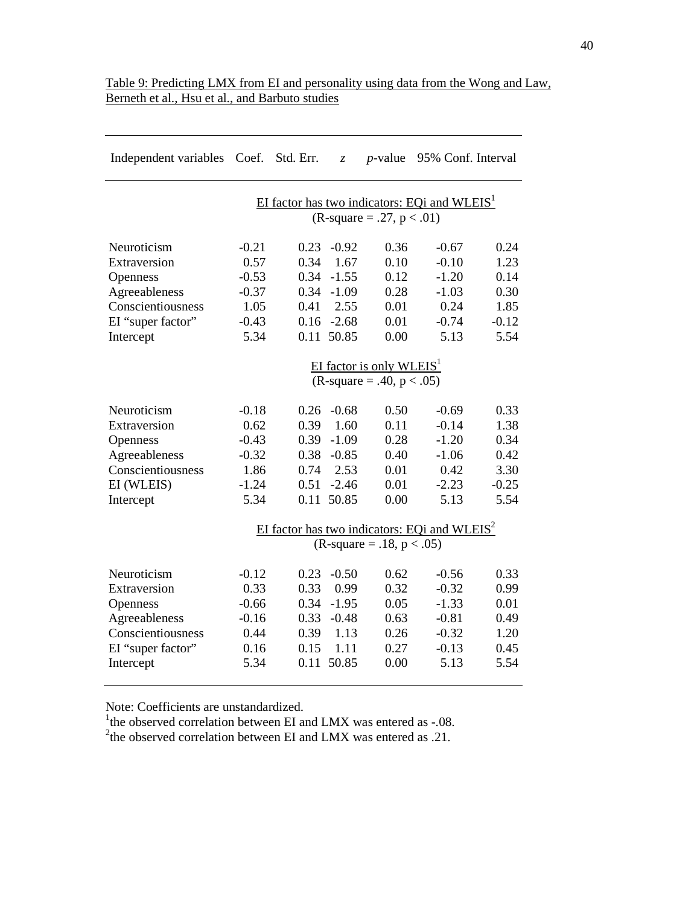Table 9: Predicting LMX from EI and personality using data from the Wong and Law, Berneth et al., Hsu et al., and Barbuto studies

| Independent variables | Coef. | Std. Err. | *z* | *p*-value | 95% Conf. Interval | |
|---|---|---|---|---|---|---|
| | EI factor has two indicators: EQi and WLEIS[1] (R-square = .27, p < .01) | | | | | |
| Neuroticism | -0.21 | 0.23 | -0.92 | 0.36 | -0.67 | 0.24 |
| Extraversion | 0.57 | 0.34 | 1.67 | 0.10 | -0.10 | 1.23 |
| Openness | -0.53 | 0.34 | -1.55 | 0.12 | -1.20 | 0.14 |
| Agreeableness | -0.37 | 0.34 | -1.09 | 0.28 | -1.03 | 0.30 |
| Conscientiousness | 1.05 | 0.41 | 2.55 | 0.01 | 0.24 | 1.85 |
| EI "super factor" | -0.43 | 0.16 | -2.68 | 0.01 | -0.74 | -0.12 |
| Intercept | 5.34 | 0.11 | 50.85 | 0.00 | 5.13 | 5.54 |
| | EI factor is only WLEIS[1] (R-square = .40, p < .05) | | | | | |
| Neuroticism | -0.18 | 0.26 | -0.68 | 0.50 | -0.69 | 0.33 |
| Extraversion | 0.62 | 0.39 | 1.60 | 0.11 | -0.14 | 1.38 |
| Openness | -0.43 | 0.39 | -1.09 | 0.28 | -1.20 | 0.34 |
| Agreeableness | -0.32 | 0.38 | -0.85 | 0.40 | -1.06 | 0.42 |
| Conscientiousness | 1.86 | 0.74 | 2.53 | 0.01 | 0.42 | 3.30 |
| EI (WLEIS) | -1.24 | 0.51 | -2.46 | 0.01 | -2.23 | -0.25 |
| Intercept | 5.34 | 0.11 | 50.85 | 0.00 | 5.13 | 5.54 |
| | EI factor has two indicators: EQi and WLEIS[2] (R-square = .18, p < .05) | | | | | |
| Neuroticism | -0.12 | 0.23 | -0.50 | 0.62 | -0.56 | 0.33 |
| Extraversion | 0.33 | 0.33 | 0.99 | 0.32 | -0.32 | 0.99 |
| Openness | -0.66 | 0.34 | -1.95 | 0.05 | -1.33 | 0.01 |
| Agreeableness | -0.16 | 0.33 | -0.48 | 0.63 | -0.81 | 0.49 |
| Conscientiousness | 0.44 | 0.39 | 1.13 | 0.26 | -0.32 | 1.20 |
| EI "super factor" | 0.16 | 0.15 | 1.11 | 0.27 | -0.13 | 0.45 |
| Intercept | 5.34 | 0.11 | 50.85 | 0.00 | 5.13 | 5.54 |

Note: Coefficients are unstandardized.
[1]the observed correlation between EI and LMX was entered as -.08.
[2]the observed correlation between EI and LMX was entered as .21.